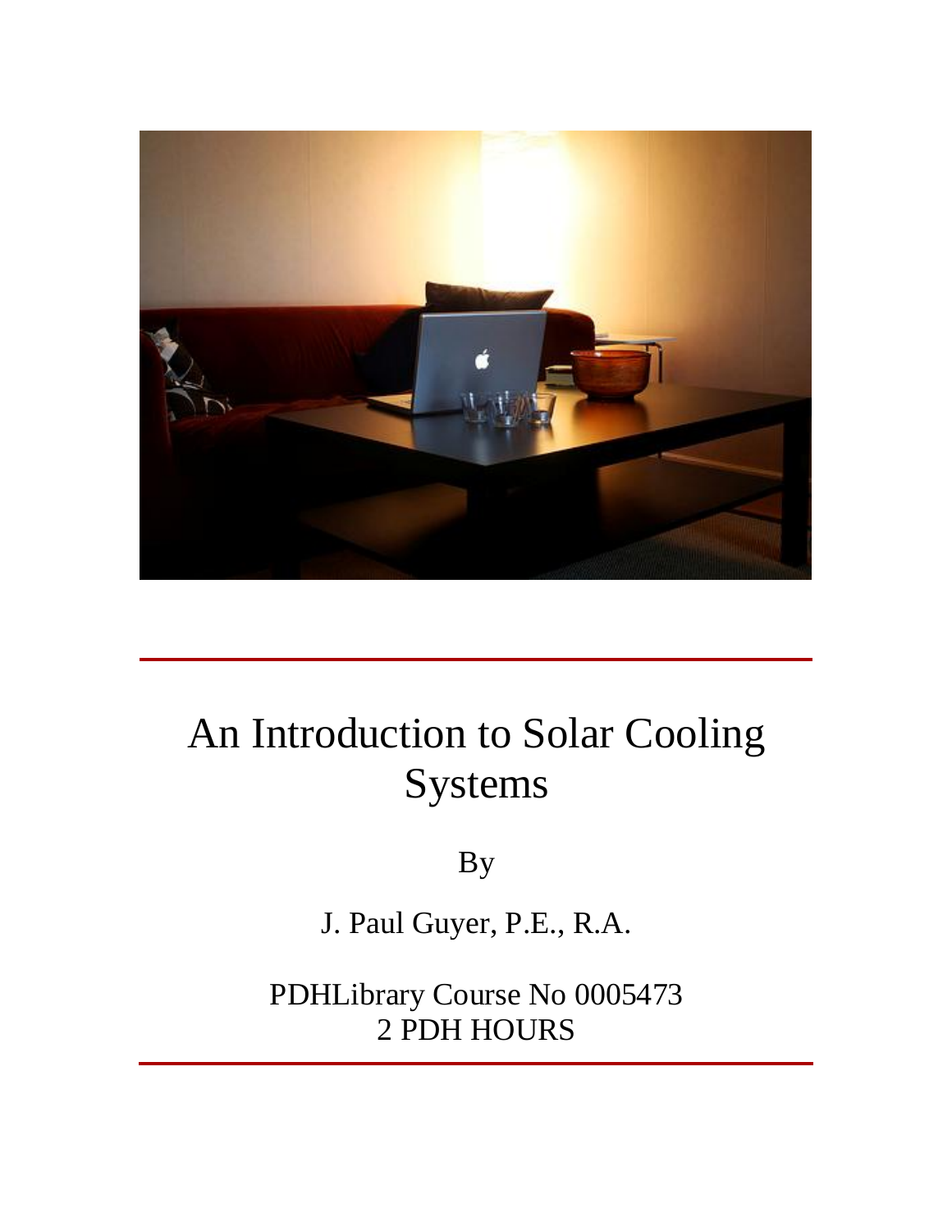# An Introduction to Solar Cooling Systems

By

J. Paul Guyer, P.E., R.A.

PDHLibrary Course No 0005473
2 PDH HOURS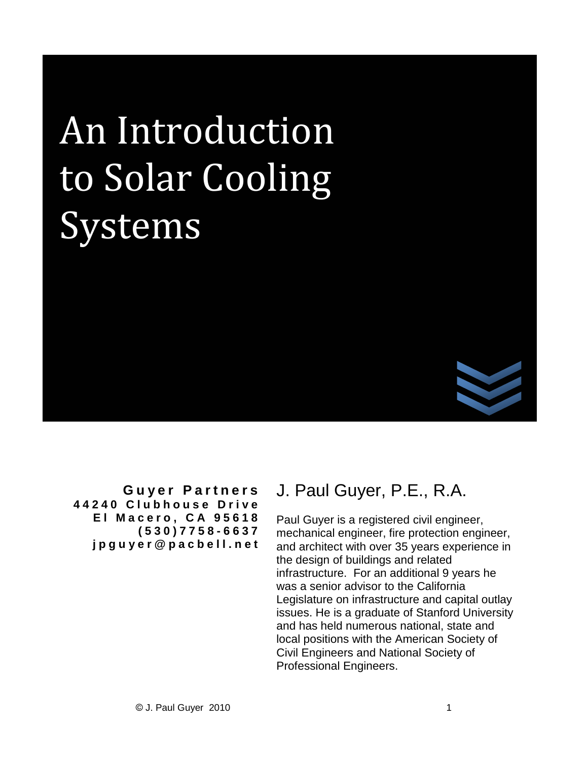# An Introduction to Solar Cooling Systems

**Guyer Partners**
**44240 Clubhouse Drive**
**El Macero, CA 95618**
**(530)7758-6637**
**jpguyer@pacbell.net**

## J. Paul Guyer, P.E., R.A.

Paul Guyer is a registered civil engineer, mechanical engineer, fire protection engineer, and architect with over 35 years experience in the design of buildings and related infrastructure. For an additional 9 years he was a senior advisor to the California Legislature on infrastructure and capital outlay issues. He is a graduate of Stanford University and has held numerous national, state and local positions with the American Society of Civil Engineers and National Society of Professional Engineers.

© J. Paul Guyer 2010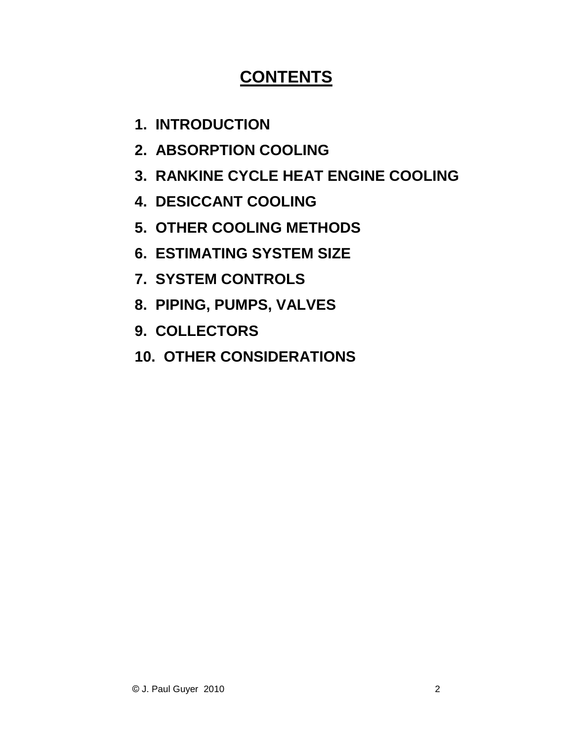# CONTENTS

1. INTRODUCTION
2. ABSORPTION COOLING
3. RANKINE CYCLE HEAT ENGINE COOLING
4. DESICCANT COOLING
5. OTHER COOLING METHODS
6. ESTIMATING SYSTEM SIZE
7. SYSTEM CONTROLS
8. PIPING, PUMPS, VALVES
9. COLLECTORS
10. OTHER CONSIDERATIONS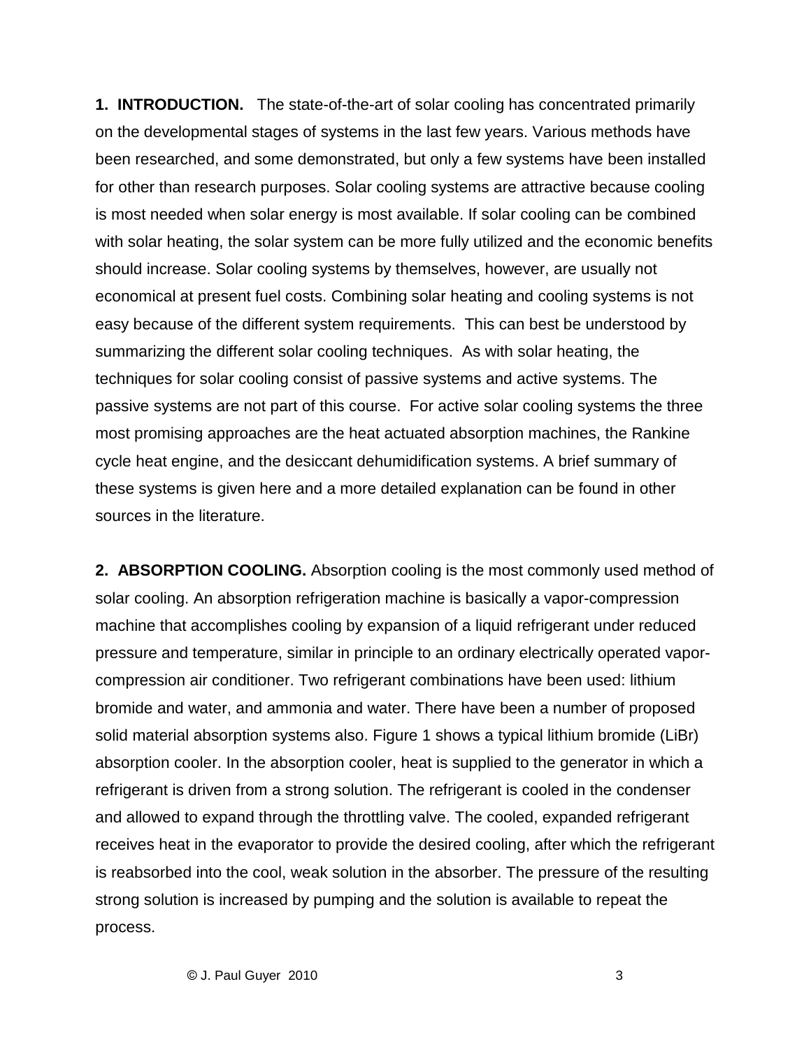**1. INTRODUCTION.** The state-of-the-art of solar cooling has concentrated primarily on the developmental stages of systems in the last few years. Various methods have been researched, and some demonstrated, but only a few systems have been installed for other than research purposes. Solar cooling systems are attractive because cooling is most needed when solar energy is most available. If solar cooling can be combined with solar heating, the solar system can be more fully utilized and the economic benefits should increase. Solar cooling systems by themselves, however, are usually not economical at present fuel costs. Combining solar heating and cooling systems is not easy because of the different system requirements. This can best be understood by summarizing the different solar cooling techniques. As with solar heating, the techniques for solar cooling consist of passive systems and active systems. The passive systems are not part of this course. For active solar cooling systems the three most promising approaches are the heat actuated absorption machines, the Rankine cycle heat engine, and the desiccant dehumidification systems. A brief summary of these systems is given here and a more detailed explanation can be found in other sources in the literature.

**2. ABSORPTION COOLING.** Absorption cooling is the most commonly used method of solar cooling. An absorption refrigeration machine is basically a vapor-compression machine that accomplishes cooling by expansion of a liquid refrigerant under reduced pressure and temperature, similar in principle to an ordinary electrically operated vapor-compression air conditioner. Two refrigerant combinations have been used: lithium bromide and water, and ammonia and water. There have been a number of proposed solid material absorption systems also. Figure 1 shows a typical lithium bromide (LiBr) absorption cooler. In the absorption cooler, heat is supplied to the generator in which a refrigerant is driven from a strong solution. The refrigerant is cooled in the condenser and allowed to expand through the throttling valve. The cooled, expanded refrigerant receives heat in the evaporator to provide the desired cooling, after which the refrigerant is reabsorbed into the cool, weak solution in the absorber. The pressure of the resulting strong solution is increased by pumping and the solution is available to repeat the process.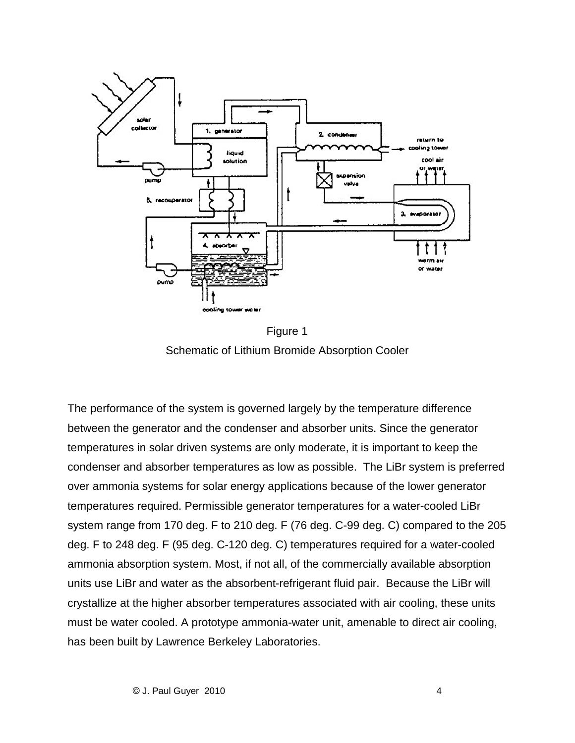Figure 1

Schematic of Lithium Bromide Absorption Cooler

The performance of the system is governed largely by the temperature difference between the generator and the condenser and absorber units. Since the generator temperatures in solar driven systems are only moderate, it is important to keep the condenser and absorber temperatures as low as possible. The LiBr system is preferred over ammonia systems for solar energy applications because of the lower generator temperatures required. Permissible generator temperatures for a water-cooled LiBr system range from 170 deg. F to 210 deg. F (76 deg. C-99 deg. C) compared to the 205 deg. F to 248 deg. F (95 deg. C-120 deg. C) temperatures required for a water-cooled ammonia absorption system. Most, if not all, of the commercially available absorption units use LiBr and water as the absorbent-refrigerant fluid pair. Because the LiBr will crystallize at the higher absorber temperatures associated with air cooling, these units must be water cooled. A prototype ammonia-water unit, amenable to direct air cooling, has been built by Lawrence Berkeley Laboratories.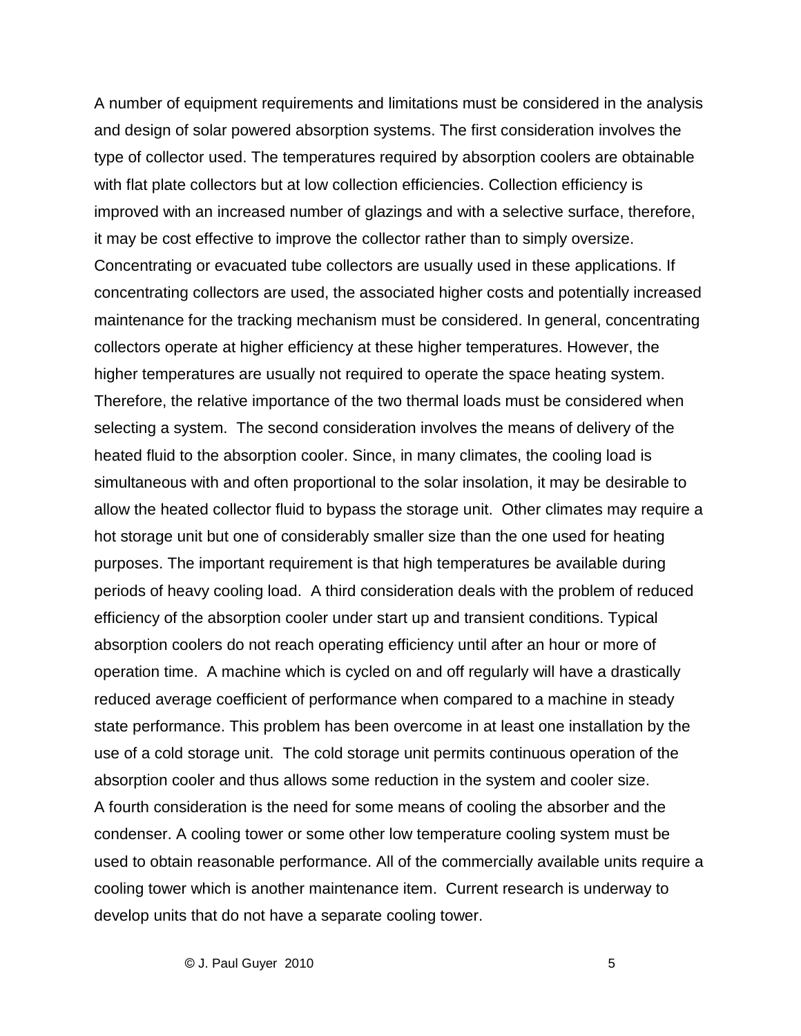A number of equipment requirements and limitations must be considered in the analysis and design of solar powered absorption systems. The first consideration involves the type of collector used. The temperatures required by absorption coolers are obtainable with flat plate collectors but at low collection efficiencies. Collection efficiency is improved with an increased number of glazings and with a selective surface, therefore, it may be cost effective to improve the collector rather than to simply oversize. Concentrating or evacuated tube collectors are usually used in these applications. If concentrating collectors are used, the associated higher costs and potentially increased maintenance for the tracking mechanism must be considered. In general, concentrating collectors operate at higher efficiency at these higher temperatures. However, the higher temperatures are usually not required to operate the space heating system. Therefore, the relative importance of the two thermal loads must be considered when selecting a system. The second consideration involves the means of delivery of the heated fluid to the absorption cooler. Since, in many climates, the cooling load is simultaneous with and often proportional to the solar insolation, it may be desirable to allow the heated collector fluid to bypass the storage unit. Other climates may require a hot storage unit but one of considerably smaller size than the one used for heating purposes. The important requirement is that high temperatures be available during periods of heavy cooling load. A third consideration deals with the problem of reduced efficiency of the absorption cooler under start up and transient conditions. Typical absorption coolers do not reach operating efficiency until after an hour or more of operation time. A machine which is cycled on and off regularly will have a drastically reduced average coefficient of performance when compared to a machine in steady state performance. This problem has been overcome in at least one installation by the use of a cold storage unit. The cold storage unit permits continuous operation of the absorption cooler and thus allows some reduction in the system and cooler size.
A fourth consideration is the need for some means of cooling the absorber and the condenser. A cooling tower or some other low temperature cooling system must be used to obtain reasonable performance. All of the commercially available units require a cooling tower which is another maintenance item. Current research is underway to develop units that do not have a separate cooling tower.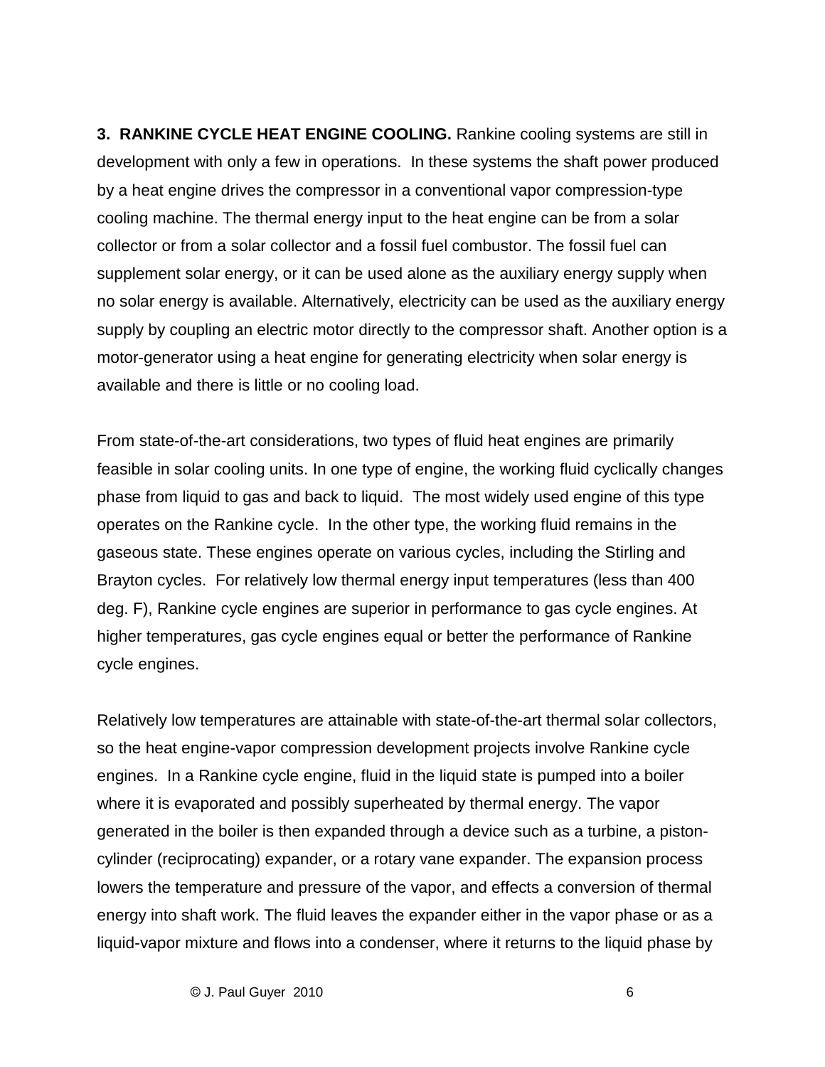**3. RANKINE CYCLE HEAT ENGINE COOLING.** Rankine cooling systems are still in development with only a few in operations. In these systems the shaft power produced by a heat engine drives the compressor in a conventional vapor compression-type cooling machine. The thermal energy input to the heat engine can be from a solar collector or from a solar collector and a fossil fuel combustor. The fossil fuel can supplement solar energy, or it can be used alone as the auxiliary energy supply when no solar energy is available. Alternatively, electricity can be used as the auxiliary energy supply by coupling an electric motor directly to the compressor shaft. Another option is a motor-generator using a heat engine for generating electricity when solar energy is available and there is little or no cooling load.

From state-of-the-art considerations, two types of fluid heat engines are primarily feasible in solar cooling units. In one type of engine, the working fluid cyclically changes phase from liquid to gas and back to liquid. The most widely used engine of this type operates on the Rankine cycle. In the other type, the working fluid remains in the gaseous state. These engines operate on various cycles, including the Stirling and Brayton cycles. For relatively low thermal energy input temperatures (less than 400 deg. F), Rankine cycle engines are superior in performance to gas cycle engines. At higher temperatures, gas cycle engines equal or better the performance of Rankine cycle engines.

Relatively low temperatures are attainable with state-of-the-art thermal solar collectors, so the heat engine-vapor compression development projects involve Rankine cycle engines. In a Rankine cycle engine, fluid in the liquid state is pumped into a boiler where it is evaporated and possibly superheated by thermal energy. The vapor generated in the boiler is then expanded through a device such as a turbine, a piston-cylinder (reciprocating) expander, or a rotary vane expander. The expansion process lowers the temperature and pressure of the vapor, and effects a conversion of thermal energy into shaft work. The fluid leaves the expander either in the vapor phase or as a liquid-vapor mixture and flows into a condenser, where it returns to the liquid phase by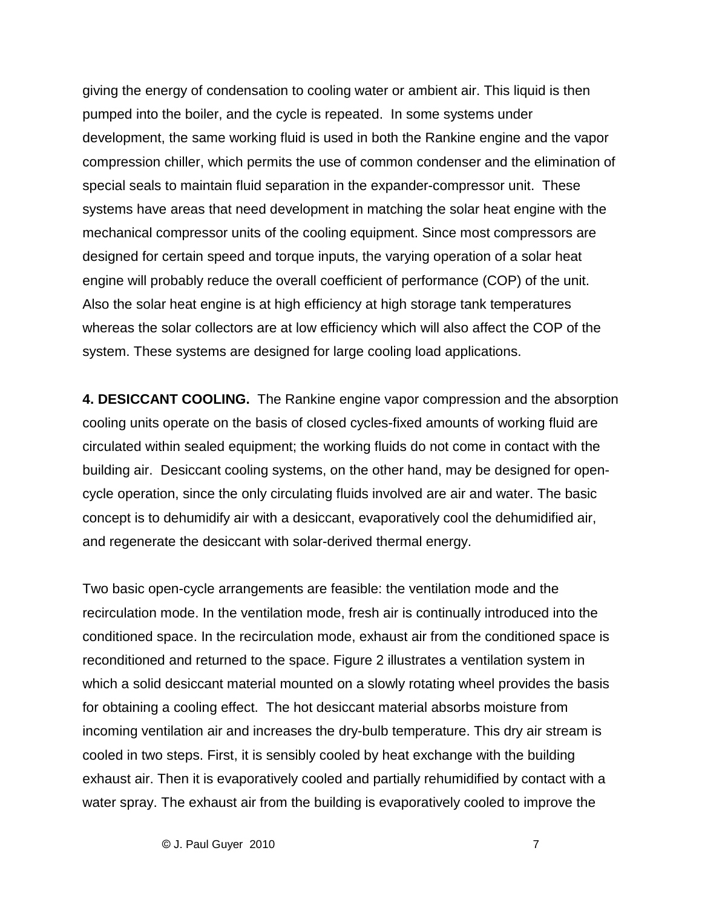giving the energy of condensation to cooling water or ambient air. This liquid is then pumped into the boiler, and the cycle is repeated. In some systems under development, the same working fluid is used in both the Rankine engine and the vapor compression chiller, which permits the use of common condenser and the elimination of special seals to maintain fluid separation in the expander-compressor unit. These systems have areas that need development in matching the solar heat engine with the mechanical compressor units of the cooling equipment. Since most compressors are designed for certain speed and torque inputs, the varying operation of a solar heat engine will probably reduce the overall coefficient of performance (COP) of the unit. Also the solar heat engine is at high efficiency at high storage tank temperatures whereas the solar collectors are at low efficiency which will also affect the COP of the system. These systems are designed for large cooling load applications.

**4. DESICCANT COOLING.** The Rankine engine vapor compression and the absorption cooling units operate on the basis of closed cycles-fixed amounts of working fluid are circulated within sealed equipment; the working fluids do not come in contact with the building air. Desiccant cooling systems, on the other hand, may be designed for open-cycle operation, since the only circulating fluids involved are air and water. The basic concept is to dehumidify air with a desiccant, evaporatively cool the dehumidified air, and regenerate the desiccant with solar-derived thermal energy.

Two basic open-cycle arrangements are feasible: the ventilation mode and the recirculation mode. In the ventilation mode, fresh air is continually introduced into the conditioned space. In the recirculation mode, exhaust air from the conditioned space is reconditioned and returned to the space. Figure 2 illustrates a ventilation system in which a solid desiccant material mounted on a slowly rotating wheel provides the basis for obtaining a cooling effect. The hot desiccant material absorbs moisture from incoming ventilation air and increases the dry-bulb temperature. This dry air stream is cooled in two steps. First, it is sensibly cooled by heat exchange with the building exhaust air. Then it is evaporatively cooled and partially rehumidified by contact with a water spray. The exhaust air from the building is evaporatively cooled to improve the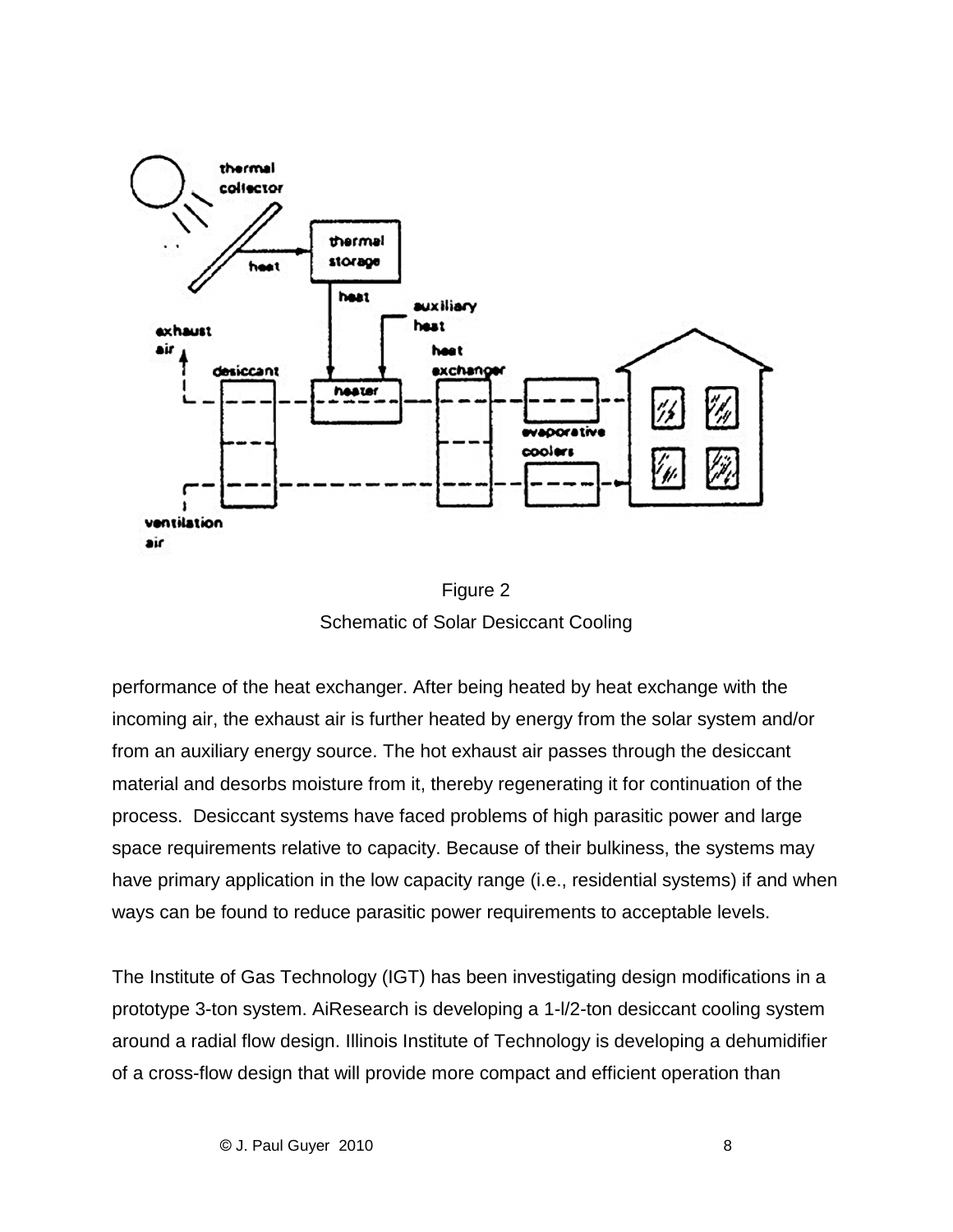Figure 2

Schematic of Solar Desiccant Cooling

performance of the heat exchanger. After being heated by heat exchange with the incoming air, the exhaust air is further heated by energy from the solar system and/or from an auxiliary energy source. The hot exhaust air passes through the desiccant material and desorbs moisture from it, thereby regenerating it for continuation of the process. Desiccant systems have faced problems of high parasitic power and large space requirements relative to capacity. Because of their bulkiness, the systems may have primary application in the low capacity range (i.e., residential systems) if and when ways can be found to reduce parasitic power requirements to acceptable levels.

The Institute of Gas Technology (IGT) has been investigating design modifications in a prototype 3-ton system. AiResearch is developing a 1-l/2-ton desiccant cooling system around a radial flow design. Illinois Institute of Technology is developing a dehumidifier of a cross-flow design that will provide more compact and efficient operation than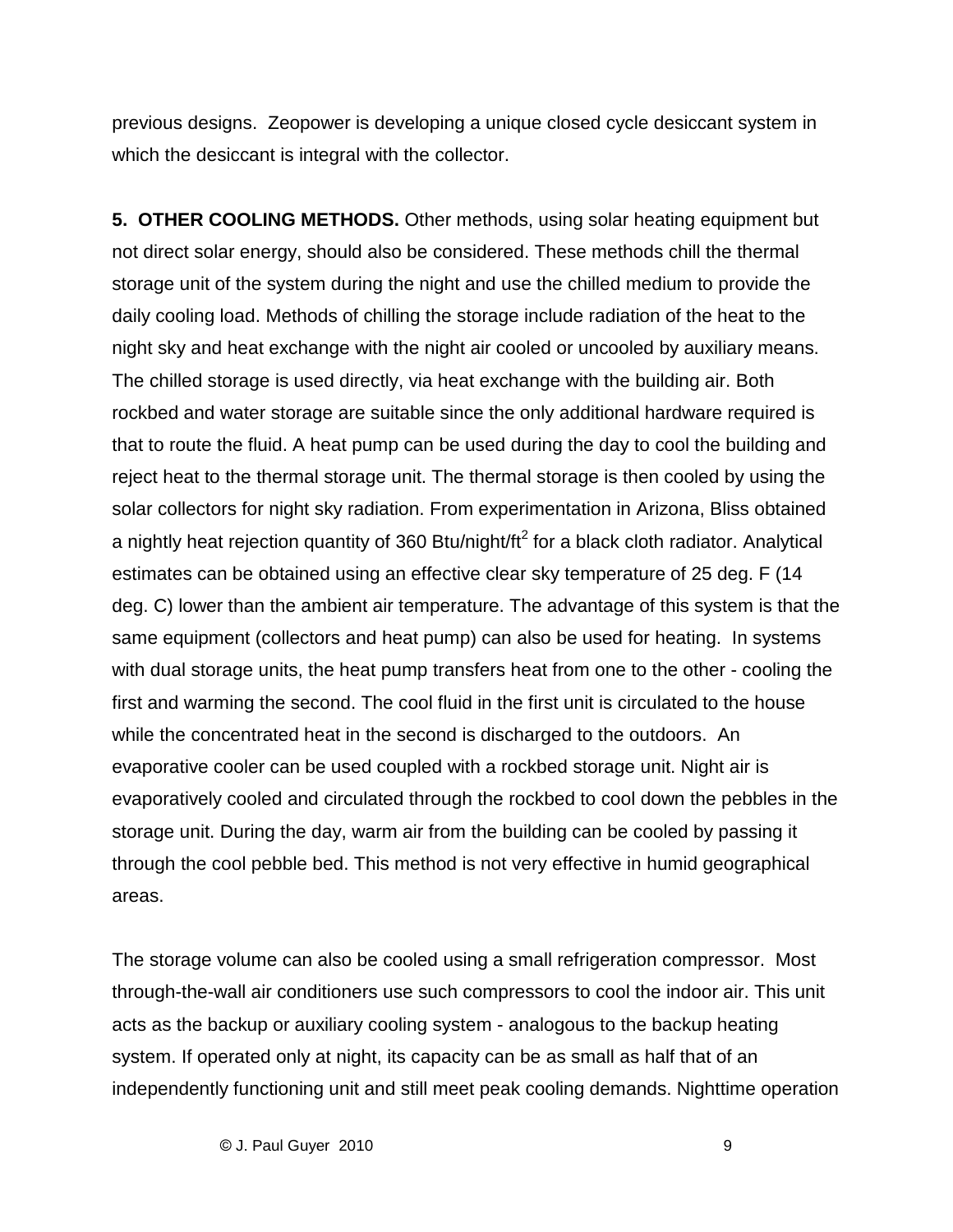previous designs. Zeopower is developing a unique closed cycle desiccant system in which the desiccant is integral with the collector.

**5. OTHER COOLING METHODS.** Other methods, using solar heating equipment but not direct solar energy, should also be considered. These methods chill the thermal storage unit of the system during the night and use the chilled medium to provide the daily cooling load. Methods of chilling the storage include radiation of the heat to the night sky and heat exchange with the night air cooled or uncooled by auxiliary means. The chilled storage is used directly, via heat exchange with the building air. Both rockbed and water storage are suitable since the only additional hardware required is that to route the fluid. A heat pump can be used during the day to cool the building and reject heat to the thermal storage unit. The thermal storage is then cooled by using the solar collectors for night sky radiation. From experimentation in Arizona, Bliss obtained a nightly heat rejection quantity of 360 Btu/night/ft$^2$ for a black cloth radiator. Analytical estimates can be obtained using an effective clear sky temperature of 25 deg. F (14 deg. C) lower than the ambient air temperature. The advantage of this system is that the same equipment (collectors and heat pump) can also be used for heating. In systems with dual storage units, the heat pump transfers heat from one to the other - cooling the first and warming the second. The cool fluid in the first unit is circulated to the house while the concentrated heat in the second is discharged to the outdoors. An evaporative cooler can be used coupled with a rockbed storage unit. Night air is evaporatively cooled and circulated through the rockbed to cool down the pebbles in the storage unit. During the day, warm air from the building can be cooled by passing it through the cool pebble bed. This method is not very effective in humid geographical areas.

The storage volume can also be cooled using a small refrigeration compressor. Most through-the-wall air conditioners use such compressors to cool the indoor air. This unit acts as the backup or auxiliary cooling system - analogous to the backup heating system. If operated only at night, its capacity can be as small as half that of an independently functioning unit and still meet peak cooling demands. Nighttime operation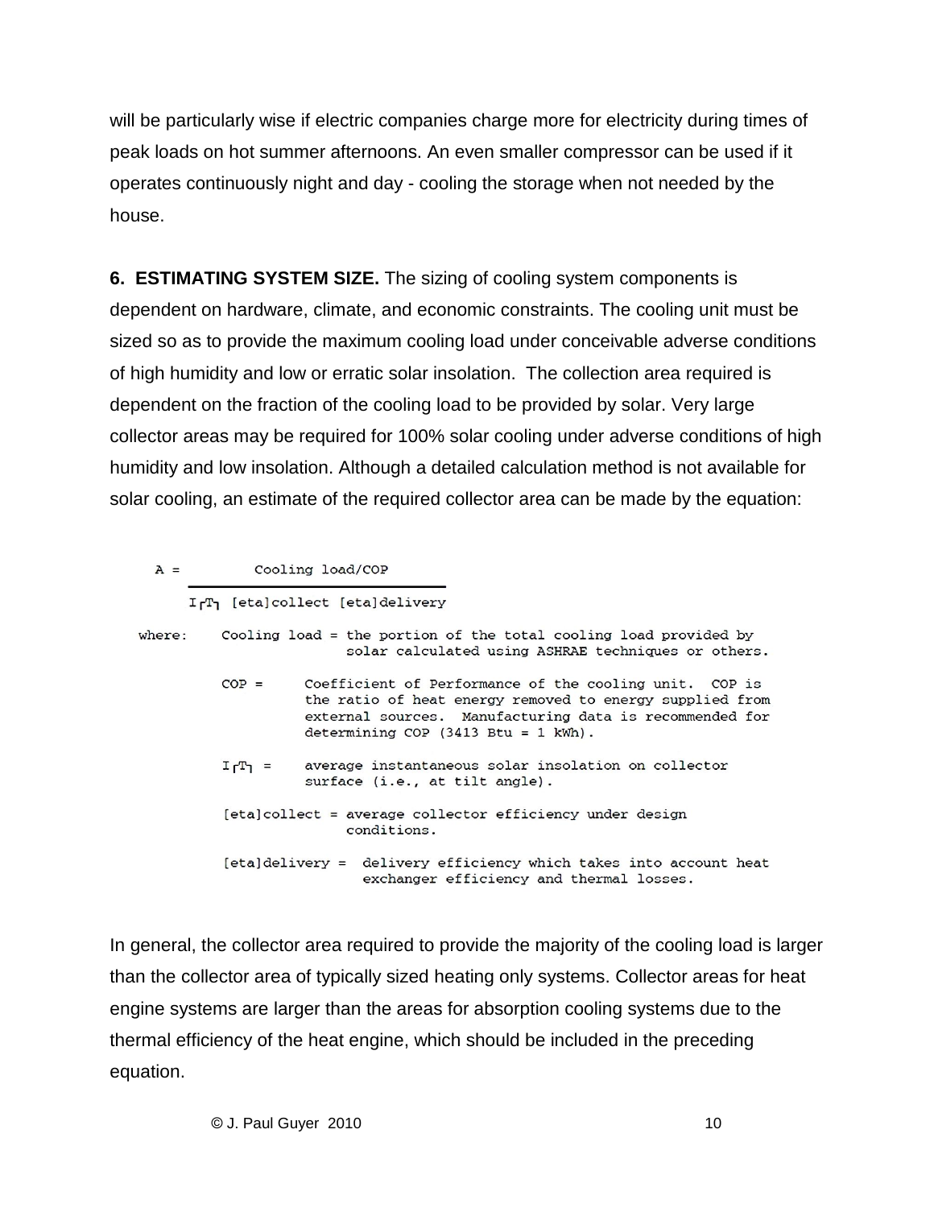will be particularly wise if electric companies charge more for electricity during times of peak loads on hot summer afternoons. An even smaller compressor can be used if it operates continuously night and day - cooling the storage when not needed by the house.

**6. ESTIMATING SYSTEM SIZE.** The sizing of cooling system components is dependent on hardware, climate, and economic constraints. The cooling unit must be sized so as to provide the maximum cooling load under conceivable adverse conditions of high humidity and low or erratic solar insolation. The collection area required is dependent on the fraction of the cooling load to be provided by solar. Very large collector areas may be required for 100% solar cooling under adverse conditions of high humidity and low insolation. Although a detailed calculation method is not available for solar cooling, an estimate of the required collector area can be made by the equation:

$$A = \frac{\text{Cooling load}/\text{COP}}{I_T\,\eta_{collect}\,\eta_{delivery}}$$

where:

- Cooling load = the portion of the total cooling load provided by solar calculated using ASHRAE techniques or others.
- COP = Coefficient of Performance of the cooling unit. COP is the ratio of heat energy removed to energy supplied from external sources. Manufacturing data is recommended for determining COP (3413 Btu = 1 kWh).
- $I_T$ = average instantaneous solar insolation on collector surface (i.e., at tilt angle).
- $\eta_{collect}$ = average collector efficiency under design conditions.
- $\eta_{delivery}$ = delivery efficiency which takes into account heat exchanger efficiency and thermal losses.

In general, the collector area required to provide the majority of the cooling load is larger than the collector area of typically sized heating only systems. Collector areas for heat engine systems are larger than the areas for absorption cooling systems due to the thermal efficiency of the heat engine, which should be included in the preceding equation.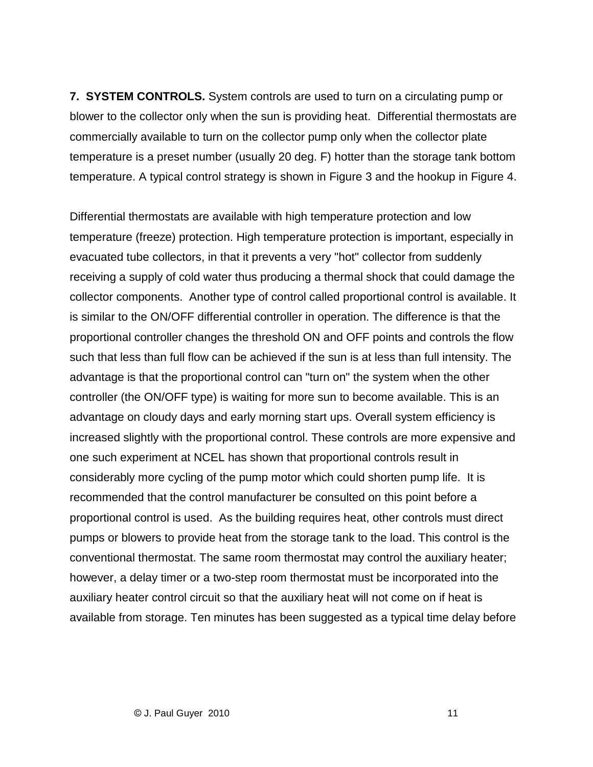**7. SYSTEM CONTROLS.** System controls are used to turn on a circulating pump or blower to the collector only when the sun is providing heat. Differential thermostats are commercially available to turn on the collector pump only when the collector plate temperature is a preset number (usually 20 deg. F) hotter than the storage tank bottom temperature. A typical control strategy is shown in Figure 3 and the hookup in Figure 4.

Differential thermostats are available with high temperature protection and low temperature (freeze) protection. High temperature protection is important, especially in evacuated tube collectors, in that it prevents a very "hot" collector from suddenly receiving a supply of cold water thus producing a thermal shock that could damage the collector components. Another type of control called proportional control is available. It is similar to the ON/OFF differential controller in operation. The difference is that the proportional controller changes the threshold ON and OFF points and controls the flow such that less than full flow can be achieved if the sun is at less than full intensity. The advantage is that the proportional control can "turn on" the system when the other controller (the ON/OFF type) is waiting for more sun to become available. This is an advantage on cloudy days and early morning start ups. Overall system efficiency is increased slightly with the proportional control. These controls are more expensive and one such experiment at NCEL has shown that proportional controls result in considerably more cycling of the pump motor which could shorten pump life. It is recommended that the control manufacturer be consulted on this point before a proportional control is used. As the building requires heat, other controls must direct pumps or blowers to provide heat from the storage tank to the load. This control is the conventional thermostat. The same room thermostat may control the auxiliary heater; however, a delay timer or a two-step room thermostat must be incorporated into the auxiliary heater control circuit so that the auxiliary heat will not come on if heat is available from storage. Ten minutes has been suggested as a typical time delay before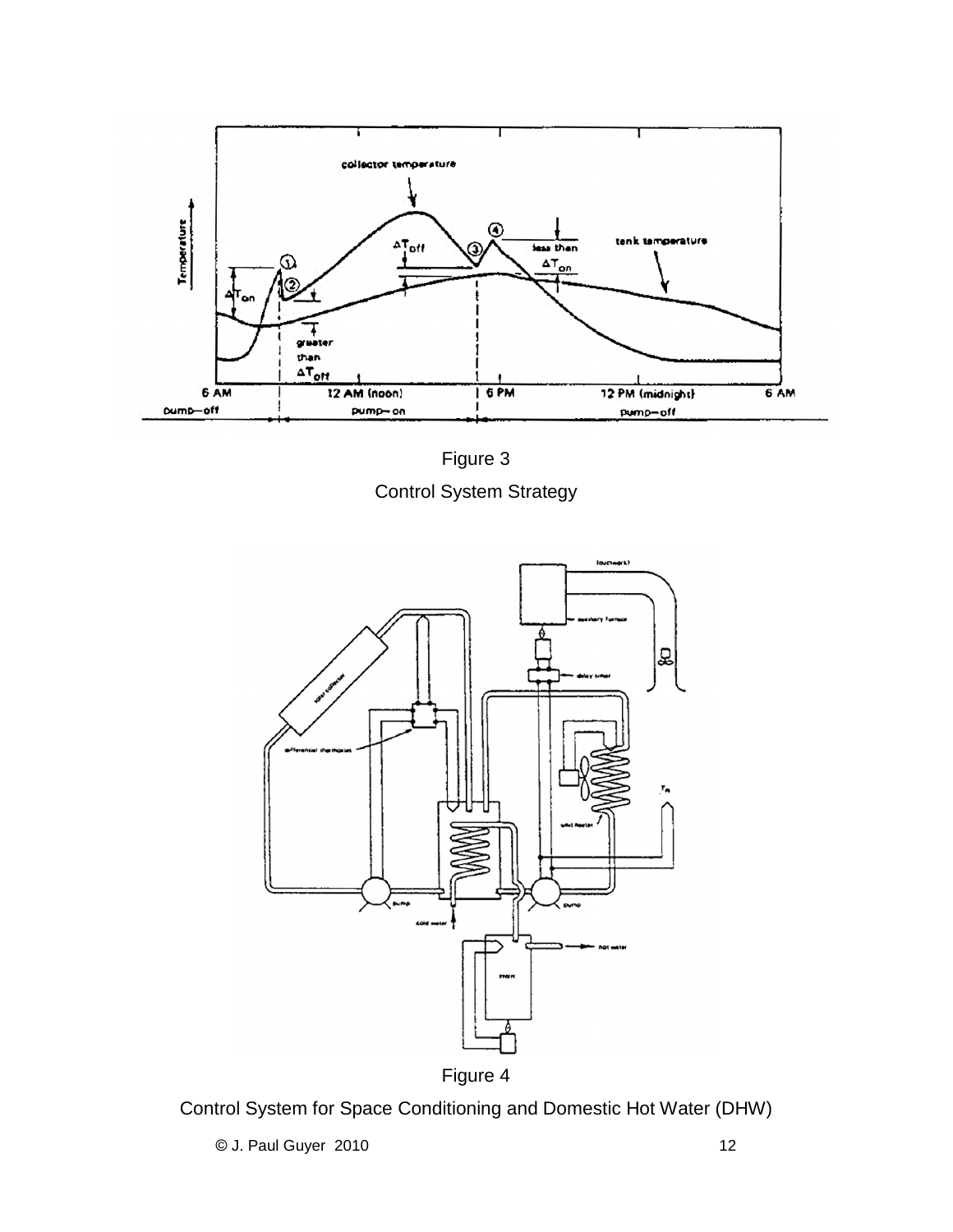Figure 3

Control System Strategy

Figure 4

Control System for Space Conditioning and Domestic Hot Water (DHW)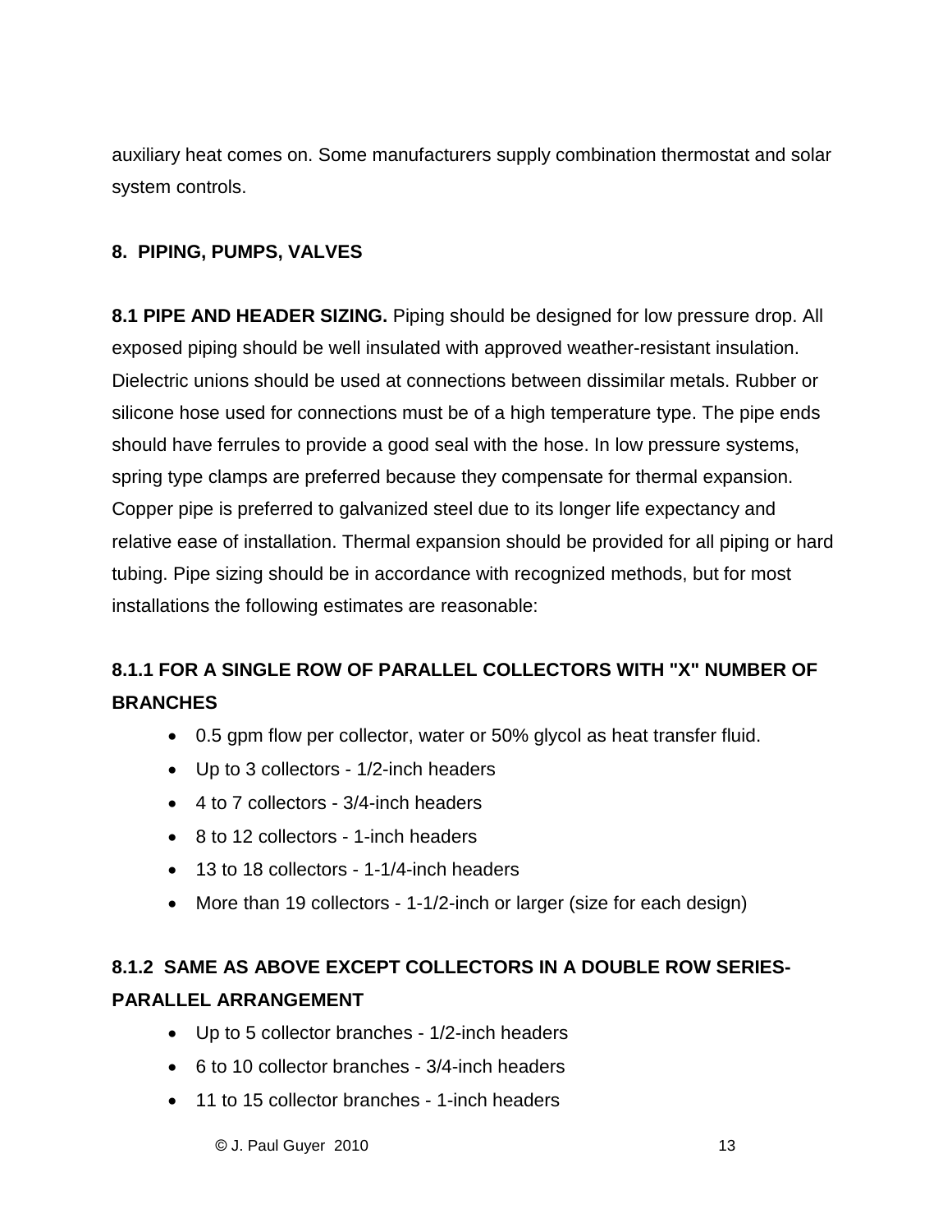auxiliary heat comes on. Some manufacturers supply combination thermostat and solar system controls.

## 8. PIPING, PUMPS, VALVES

**8.1 PIPE AND HEADER SIZING.** Piping should be designed for low pressure drop. All exposed piping should be well insulated with approved weather-resistant insulation. Dielectric unions should be used at connections between dissimilar metals. Rubber or silicone hose used for connections must be of a high temperature type. The pipe ends should have ferrules to provide a good seal with the hose. In low pressure systems, spring type clamps are preferred because they compensate for thermal expansion. Copper pipe is preferred to galvanized steel due to its longer life expectancy and relative ease of installation. Thermal expansion should be provided for all piping or hard tubing. Pipe sizing should be in accordance with recognized methods, but for most installations the following estimates are reasonable:

### 8.1.1 FOR A SINGLE ROW OF PARALLEL COLLECTORS WITH "X" NUMBER OF BRANCHES

- 0.5 gpm flow per collector, water or 50% glycol as heat transfer fluid.
- Up to 3 collectors - 1/2-inch headers
- 4 to 7 collectors - 3/4-inch headers
- 8 to 12 collectors - 1-inch headers
- 13 to 18 collectors - 1-1/4-inch headers
- More than 19 collectors - 1-1/2-inch or larger (size for each design)

### 8.1.2 SAME AS ABOVE EXCEPT COLLECTORS IN A DOUBLE ROW SERIES-PARALLEL ARRANGEMENT

- Up to 5 collector branches - 1/2-inch headers
- 6 to 10 collector branches - 3/4-inch headers
- 11 to 15 collector branches - 1-inch headers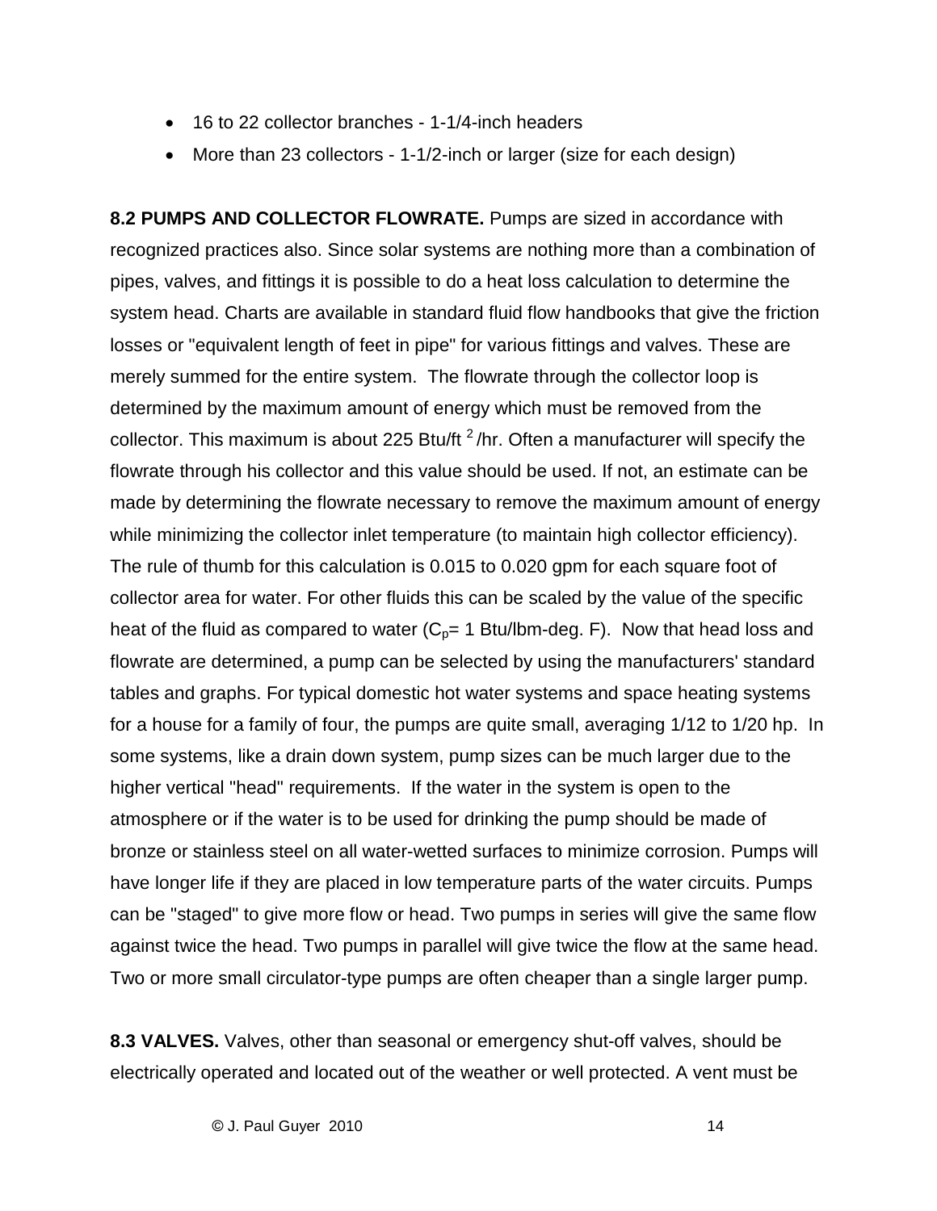- 16 to 22 collector branches - 1-1/4-inch headers
- More than 23 collectors - 1-1/2-inch or larger (size for each design)

**8.2 PUMPS AND COLLECTOR FLOWRATE.** Pumps are sized in accordance with recognized practices also. Since solar systems are nothing more than a combination of pipes, valves, and fittings it is possible to do a heat loss calculation to determine the system head. Charts are available in standard fluid flow handbooks that give the friction losses or "equivalent length of feet in pipe" for various fittings and valves. These are merely summed for the entire system. The flowrate through the collector loop is determined by the maximum amount of energy which must be removed from the collector. This maximum is about 225 Btu/ft$^2$/hr. Often a manufacturer will specify the flowrate through his collector and this value should be used. If not, an estimate can be made by determining the flowrate necessary to remove the maximum amount of energy while minimizing the collector inlet temperature (to maintain high collector efficiency). The rule of thumb for this calculation is 0.015 to 0.020 gpm for each square foot of collector area for water. For other fluids this can be scaled by the value of the specific heat of the fluid as compared to water ($C_p$= 1 Btu/lbm-deg. F). Now that head loss and flowrate are determined, a pump can be selected by using the manufacturers' standard tables and graphs. For typical domestic hot water systems and space heating systems for a house for a family of four, the pumps are quite small, averaging 1/12 to 1/20 hp. In some systems, like a drain down system, pump sizes can be much larger due to the higher vertical "head" requirements. If the water in the system is open to the atmosphere or if the water is to be used for drinking the pump should be made of bronze or stainless steel on all water-wetted surfaces to minimize corrosion. Pumps will have longer life if they are placed in low temperature parts of the water circuits. Pumps can be "staged" to give more flow or head. Two pumps in series will give the same flow against twice the head. Two pumps in parallel will give twice the flow at the same head. Two or more small circulator-type pumps are often cheaper than a single larger pump.

**8.3 VALVES.** Valves, other than seasonal or emergency shut-off valves, should be electrically operated and located out of the weather or well protected. A vent must be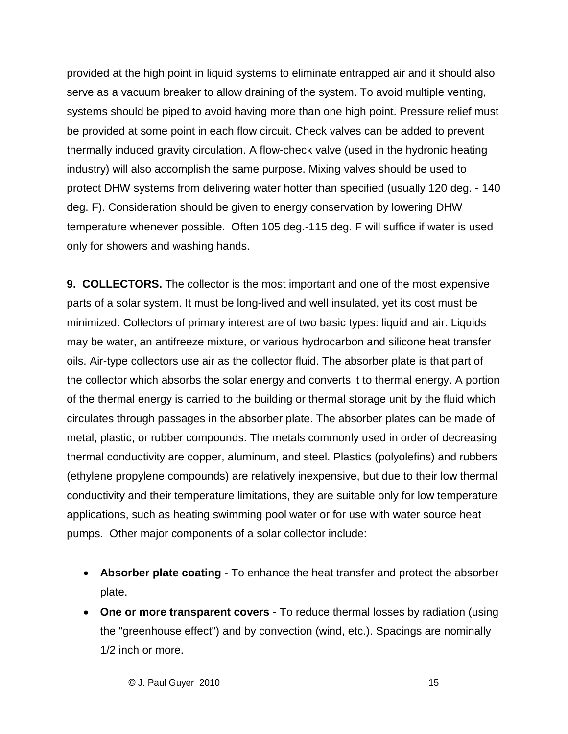provided at the high point in liquid systems to eliminate entrapped air and it should also serve as a vacuum breaker to allow draining of the system. To avoid multiple venting, systems should be piped to avoid having more than one high point. Pressure relief must be provided at some point in each flow circuit. Check valves can be added to prevent thermally induced gravity circulation. A flow-check valve (used in the hydronic heating industry) will also accomplish the same purpose. Mixing valves should be used to protect DHW systems from delivering water hotter than specified (usually 120 deg. - 140 deg. F). Consideration should be given to energy conservation by lowering DHW temperature whenever possible. Often 105 deg.-115 deg. F will suffice if water is used only for showers and washing hands.

**9. COLLECTORS.** The collector is the most important and one of the most expensive parts of a solar system. It must be long-lived and well insulated, yet its cost must be minimized. Collectors of primary interest are of two basic types: liquid and air. Liquids may be water, an antifreeze mixture, or various hydrocarbon and silicone heat transfer oils. Air-type collectors use air as the collector fluid. The absorber plate is that part of the collector which absorbs the solar energy and converts it to thermal energy. A portion of the thermal energy is carried to the building or thermal storage unit by the fluid which circulates through passages in the absorber plate. The absorber plates can be made of metal, plastic, or rubber compounds. The metals commonly used in order of decreasing thermal conductivity are copper, aluminum, and steel. Plastics (polyolefins) and rubbers (ethylene propylene compounds) are relatively inexpensive, but due to their low thermal conductivity and their temperature limitations, they are suitable only for low temperature applications, such as heating swimming pool water or for use with water source heat pumps. Other major components of a solar collector include:

- **Absorber plate coating** - To enhance the heat transfer and protect the absorber plate.
- **One or more transparent covers** - To reduce thermal losses by radiation (using the "greenhouse effect") and by convection (wind, etc.). Spacings are nominally 1/2 inch or more.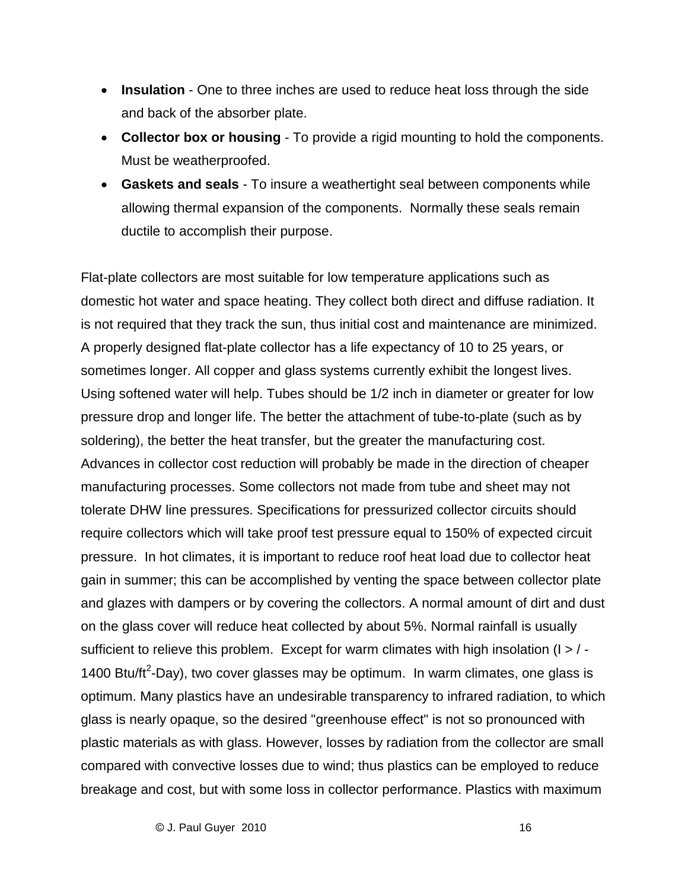- **Insulation** - One to three inches are used to reduce heat loss through the side and back of the absorber plate.
- **Collector box or housing** - To provide a rigid mounting to hold the components. Must be weatherproofed.
- **Gaskets and seals** - To insure a weathertight seal between components while allowing thermal expansion of the components. Normally these seals remain ductile to accomplish their purpose.

Flat-plate collectors are most suitable for low temperature applications such as domestic hot water and space heating. They collect both direct and diffuse radiation. It is not required that they track the sun, thus initial cost and maintenance are minimized. A properly designed flat-plate collector has a life expectancy of 10 to 25 years, or sometimes longer. All copper and glass systems currently exhibit the longest lives. Using softened water will help. Tubes should be 1/2 inch in diameter or greater for low pressure drop and longer life. The better the attachment of tube-to-plate (such as by soldering), the better the heat transfer, but the greater the manufacturing cost. Advances in collector cost reduction will probably be made in the direction of cheaper manufacturing processes. Some collectors not made from tube and sheet may not tolerate DHW line pressures. Specifications for pressurized collector circuits should require collectors which will take proof test pressure equal to 150% of expected circuit pressure. In hot climates, it is important to reduce roof heat load due to collector heat gain in summer; this can be accomplished by venting the space between collector plate and glazes with dampers or by covering the collectors. A normal amount of dirt and dust on the glass cover will reduce heat collected by about 5%. Normal rainfall is usually sufficient to relieve this problem. Except for warm climates with high insolation (I > / - 1400 Btu/ft$^2$-Day), two cover glasses may be optimum. In warm climates, one glass is optimum. Many plastics have an undesirable transparency to infrared radiation, to which glass is nearly opaque, so the desired "greenhouse effect" is not so pronounced with plastic materials as with glass. However, losses by radiation from the collector are small compared with convective losses due to wind; thus plastics can be employed to reduce breakage and cost, but with some loss in collector performance. Plastics with maximum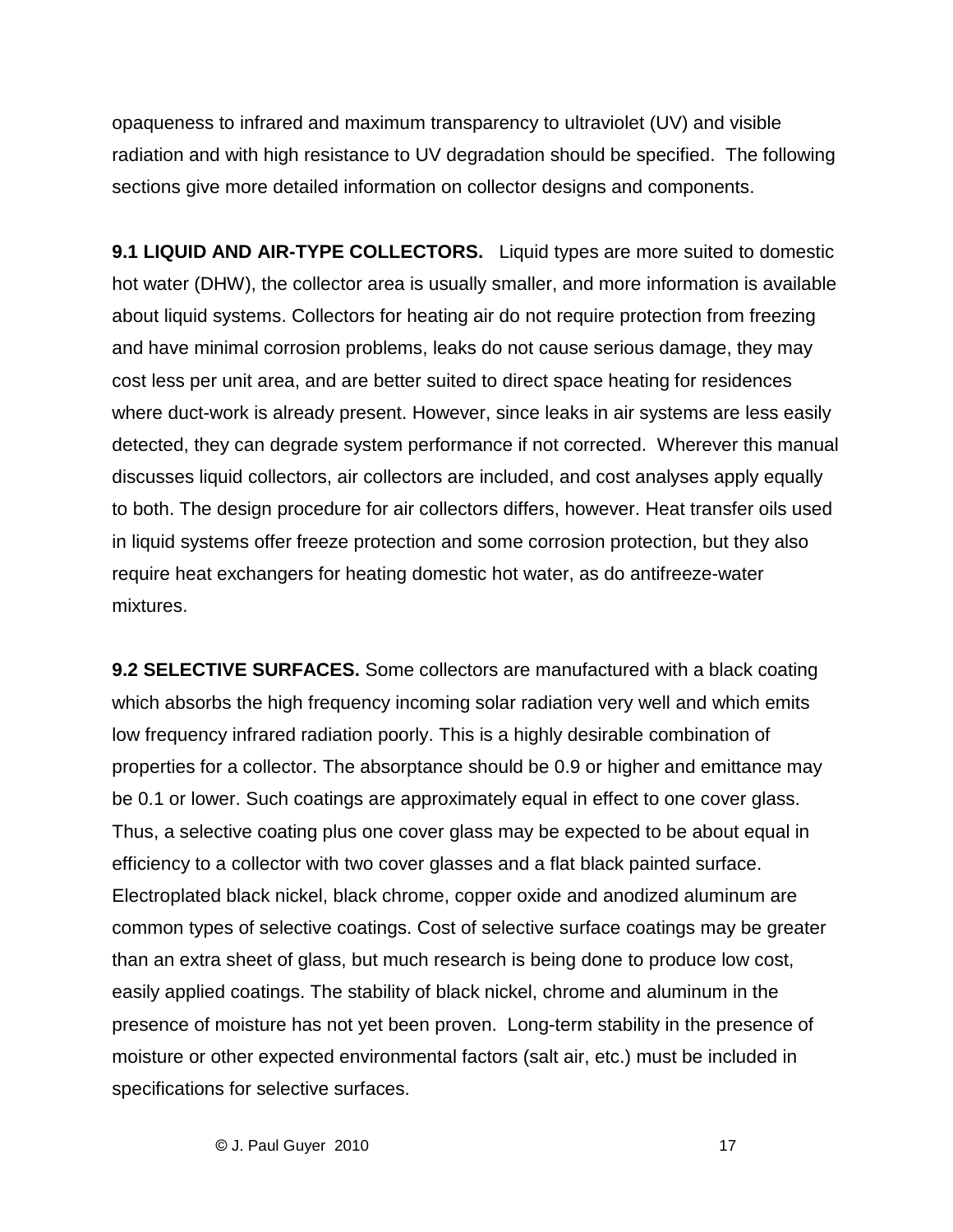opaqueness to infrared and maximum transparency to ultraviolet (UV) and visible radiation and with high resistance to UV degradation should be specified. The following sections give more detailed information on collector designs and components.

**9.1 LIQUID AND AIR-TYPE COLLECTORS.** Liquid types are more suited to domestic hot water (DHW), the collector area is usually smaller, and more information is available about liquid systems. Collectors for heating air do not require protection from freezing and have minimal corrosion problems, leaks do not cause serious damage, they may cost less per unit area, and are better suited to direct space heating for residences where duct-work is already present. However, since leaks in air systems are less easily detected, they can degrade system performance if not corrected. Wherever this manual discusses liquid collectors, air collectors are included, and cost analyses apply equally to both. The design procedure for air collectors differs, however. Heat transfer oils used in liquid systems offer freeze protection and some corrosion protection, but they also require heat exchangers for heating domestic hot water, as do antifreeze-water mixtures.

**9.2 SELECTIVE SURFACES.** Some collectors are manufactured with a black coating which absorbs the high frequency incoming solar radiation very well and which emits low frequency infrared radiation poorly. This is a highly desirable combination of properties for a collector. The absorptance should be 0.9 or higher and emittance may be 0.1 or lower. Such coatings are approximately equal in effect to one cover glass. Thus, a selective coating plus one cover glass may be expected to be about equal in efficiency to a collector with two cover glasses and a flat black painted surface. Electroplated black nickel, black chrome, copper oxide and anodized aluminum are common types of selective coatings. Cost of selective surface coatings may be greater than an extra sheet of glass, but much research is being done to produce low cost, easily applied coatings. The stability of black nickel, chrome and aluminum in the presence of moisture has not yet been proven. Long-term stability in the presence of moisture or other expected environmental factors (salt air, etc.) must be included in specifications for selective surfaces.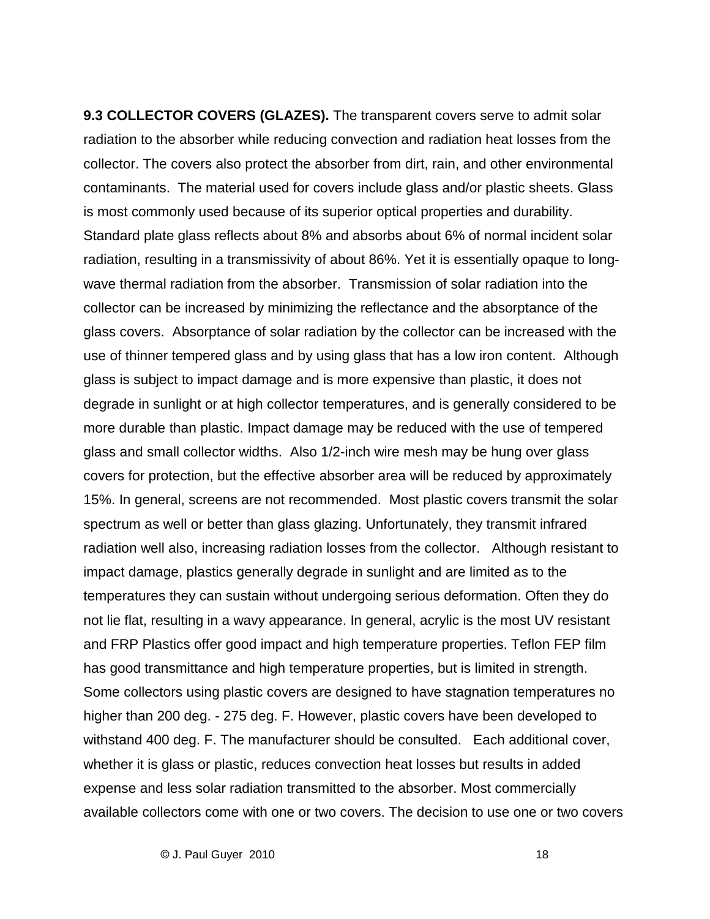**9.3 COLLECTOR COVERS (GLAZES).** The transparent covers serve to admit solar radiation to the absorber while reducing convection and radiation heat losses from the collector. The covers also protect the absorber from dirt, rain, and other environmental contaminants. The material used for covers include glass and/or plastic sheets. Glass is most commonly used because of its superior optical properties and durability. Standard plate glass reflects about 8% and absorbs about 6% of normal incident solar radiation, resulting in a transmissivity of about 86%. Yet it is essentially opaque to long-wave thermal radiation from the absorber. Transmission of solar radiation into the collector can be increased by minimizing the reflectance and the absorptance of the glass covers. Absorptance of solar radiation by the collector can be increased with the use of thinner tempered glass and by using glass that has a low iron content. Although glass is subject to impact damage and is more expensive than plastic, it does not degrade in sunlight or at high collector temperatures, and is generally considered to be more durable than plastic. Impact damage may be reduced with the use of tempered glass and small collector widths. Also 1/2-inch wire mesh may be hung over glass covers for protection, but the effective absorber area will be reduced by approximately 15%. In general, screens are not recommended. Most plastic covers transmit the solar spectrum as well or better than glass glazing. Unfortunately, they transmit infrared radiation well also, increasing radiation losses from the collector. Although resistant to impact damage, plastics generally degrade in sunlight and are limited as to the temperatures they can sustain without undergoing serious deformation. Often they do not lie flat, resulting in a wavy appearance. In general, acrylic is the most UV resistant and FRP Plastics offer good impact and high temperature properties. Teflon FEP film has good transmittance and high temperature properties, but is limited in strength. Some collectors using plastic covers are designed to have stagnation temperatures no higher than 200 deg. - 275 deg. F. However, plastic covers have been developed to withstand 400 deg. F. The manufacturer should be consulted. Each additional cover, whether it is glass or plastic, reduces convection heat losses but results in added expense and less solar radiation transmitted to the absorber. Most commercially available collectors come with one or two covers. The decision to use one or two covers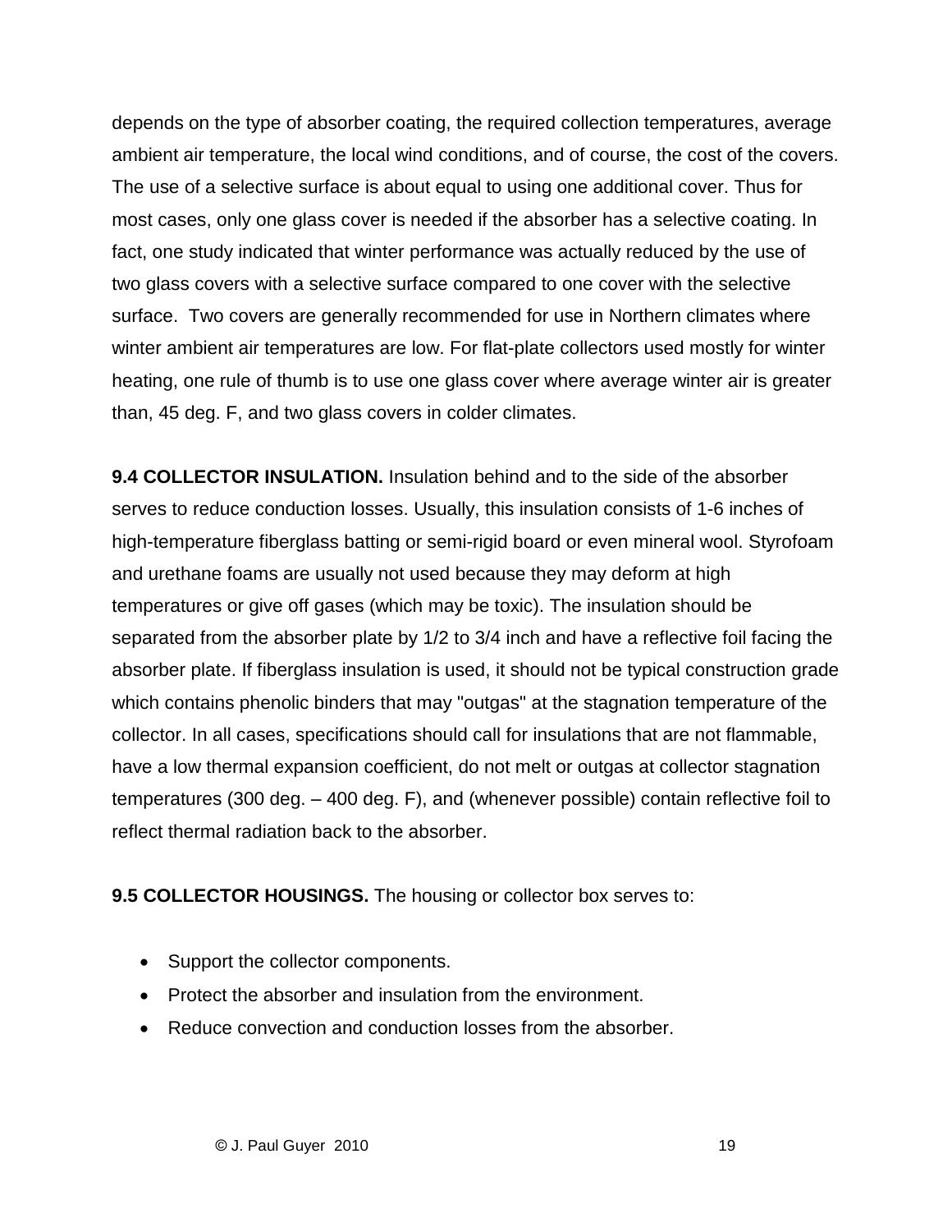depends on the type of absorber coating, the required collection temperatures, average ambient air temperature, the local wind conditions, and of course, the cost of the covers. The use of a selective surface is about equal to using one additional cover. Thus for most cases, only one glass cover is needed if the absorber has a selective coating. In fact, one study indicated that winter performance was actually reduced by the use of two glass covers with a selective surface compared to one cover with the selective surface. Two covers are generally recommended for use in Northern climates where winter ambient air temperatures are low. For flat-plate collectors used mostly for winter heating, one rule of thumb is to use one glass cover where average winter air is greater than, 45 deg. F, and two glass covers in colder climates.

**9.4 COLLECTOR INSULATION.** Insulation behind and to the side of the absorber serves to reduce conduction losses. Usually, this insulation consists of 1-6 inches of high-temperature fiberglass batting or semi-rigid board or even mineral wool. Styrofoam and urethane foams are usually not used because they may deform at high temperatures or give off gases (which may be toxic). The insulation should be separated from the absorber plate by 1/2 to 3/4 inch and have a reflective foil facing the absorber plate. If fiberglass insulation is used, it should not be typical construction grade which contains phenolic binders that may "outgas" at the stagnation temperature of the collector. In all cases, specifications should call for insulations that are not flammable, have a low thermal expansion coefficient, do not melt or outgas at collector stagnation temperatures (300 deg. – 400 deg. F), and (whenever possible) contain reflective foil to reflect thermal radiation back to the absorber.

**9.5 COLLECTOR HOUSINGS.** The housing or collector box serves to:

- Support the collector components.
- Protect the absorber and insulation from the environment.
- Reduce convection and conduction losses from the absorber.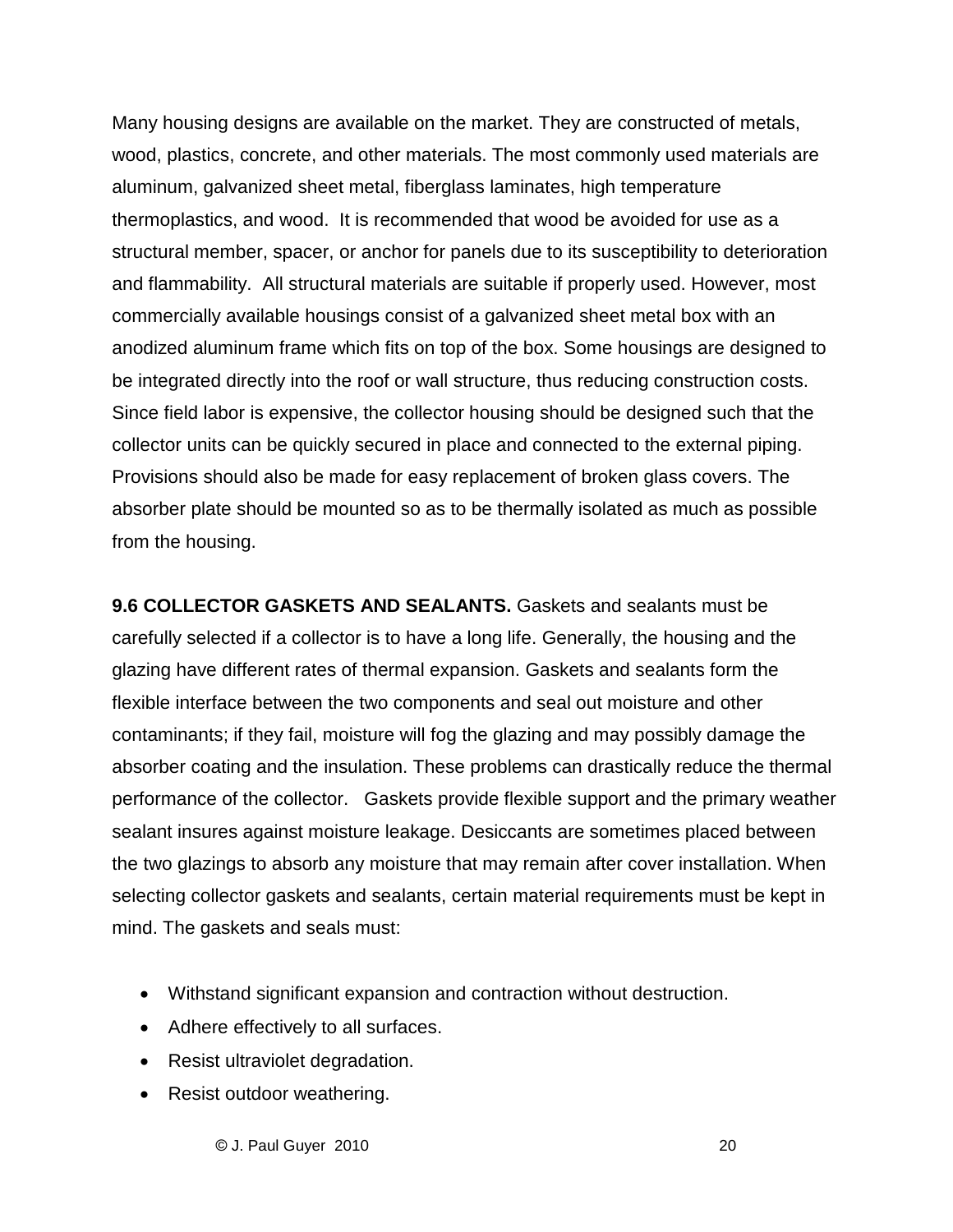Many housing designs are available on the market. They are constructed of metals, wood, plastics, concrete, and other materials. The most commonly used materials are aluminum, galvanized sheet metal, fiberglass laminates, high temperature thermoplastics, and wood. It is recommended that wood be avoided for use as a structural member, spacer, or anchor for panels due to its susceptibility to deterioration and flammability. All structural materials are suitable if properly used. However, most commercially available housings consist of a galvanized sheet metal box with an anodized aluminum frame which fits on top of the box. Some housings are designed to be integrated directly into the roof or wall structure, thus reducing construction costs. Since field labor is expensive, the collector housing should be designed such that the collector units can be quickly secured in place and connected to the external piping. Provisions should also be made for easy replacement of broken glass covers. The absorber plate should be mounted so as to be thermally isolated as much as possible from the housing.

**9.6 COLLECTOR GASKETS AND SEALANTS.** Gaskets and sealants must be carefully selected if a collector is to have a long life. Generally, the housing and the glazing have different rates of thermal expansion. Gaskets and sealants form the flexible interface between the two components and seal out moisture and other contaminants; if they fail, moisture will fog the glazing and may possibly damage the absorber coating and the insulation. These problems can drastically reduce the thermal performance of the collector. Gaskets provide flexible support and the primary weather sealant insures against moisture leakage. Desiccants are sometimes placed between the two glazings to absorb any moisture that may remain after cover installation. When selecting collector gaskets and sealants, certain material requirements must be kept in mind. The gaskets and seals must:

- Withstand significant expansion and contraction without destruction.
- Adhere effectively to all surfaces.
- Resist ultraviolet degradation.
- Resist outdoor weathering.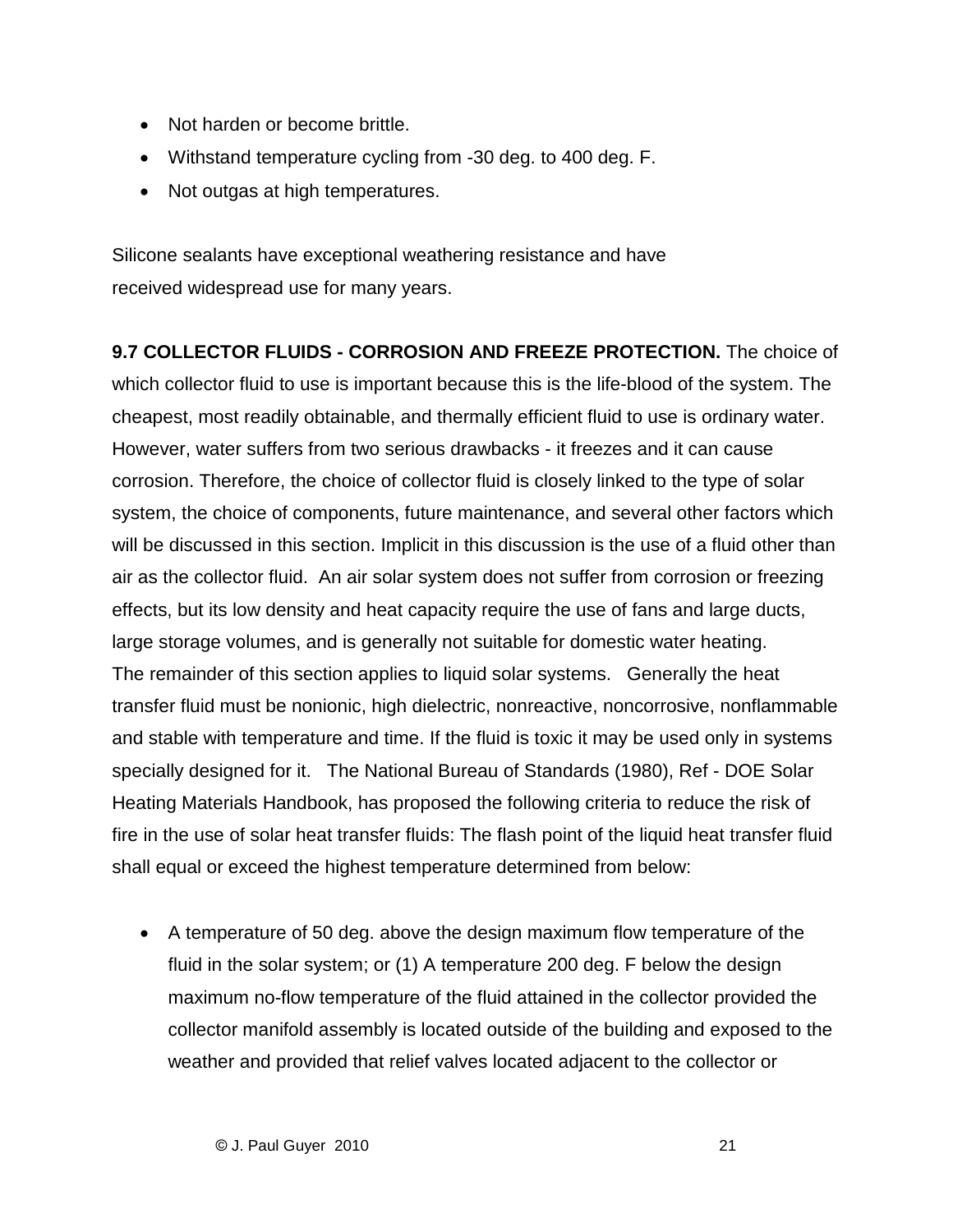- Not harden or become brittle.
- Withstand temperature cycling from -30 deg. to 400 deg. F.
- Not outgas at high temperatures.

Silicone sealants have exceptional weathering resistance and have received widespread use for many years.

**9.7 COLLECTOR FLUIDS - CORROSION AND FREEZE PROTECTION.** The choice of which collector fluid to use is important because this is the life-blood of the system. The cheapest, most readily obtainable, and thermally efficient fluid to use is ordinary water. However, water suffers from two serious drawbacks - it freezes and it can cause corrosion. Therefore, the choice of collector fluid is closely linked to the type of solar system, the choice of components, future maintenance, and several other factors which will be discussed in this section. Implicit in this discussion is the use of a fluid other than air as the collector fluid. An air solar system does not suffer from corrosion or freezing effects, but its low density and heat capacity require the use of fans and large ducts, large storage volumes, and is generally not suitable for domestic water heating. The remainder of this section applies to liquid solar systems. Generally the heat transfer fluid must be nonionic, high dielectric, nonreactive, noncorrosive, nonflammable and stable with temperature and time. If the fluid is toxic it may be used only in systems specially designed for it. The National Bureau of Standards (1980), Ref - DOE Solar Heating Materials Handbook, has proposed the following criteria to reduce the risk of fire in the use of solar heat transfer fluids: The flash point of the liquid heat transfer fluid shall equal or exceed the highest temperature determined from below:

- A temperature of 50 deg. above the design maximum flow temperature of the fluid in the solar system; or (1) A temperature 200 deg. F below the design maximum no-flow temperature of the fluid attained in the collector provided the collector manifold assembly is located outside of the building and exposed to the weather and provided that relief valves located adjacent to the collector or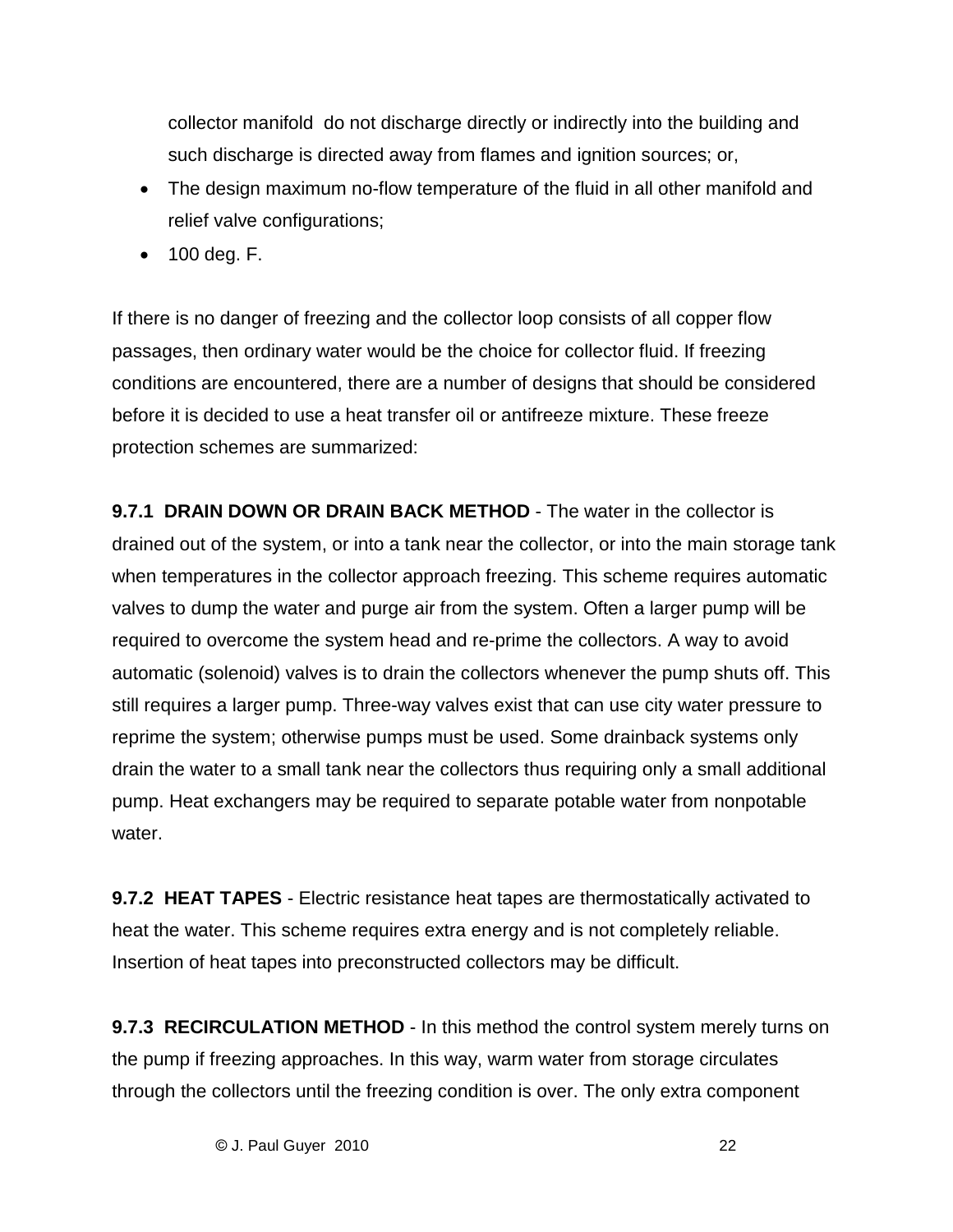collector manifold do not discharge directly or indirectly into the building and such discharge is directed away from flames and ignition sources; or,

- The design maximum no-flow temperature of the fluid in all other manifold and relief valve configurations;
- 100 deg. F.

If there is no danger of freezing and the collector loop consists of all copper flow passages, then ordinary water would be the choice for collector fluid. If freezing conditions are encountered, there are a number of designs that should be considered before it is decided to use a heat transfer oil or antifreeze mixture. These freeze protection schemes are summarized:

**9.7.1 DRAIN DOWN OR DRAIN BACK METHOD** - The water in the collector is drained out of the system, or into a tank near the collector, or into the main storage tank when temperatures in the collector approach freezing. This scheme requires automatic valves to dump the water and purge air from the system. Often a larger pump will be required to overcome the system head and re-prime the collectors. A way to avoid automatic (solenoid) valves is to drain the collectors whenever the pump shuts off. This still requires a larger pump. Three-way valves exist that can use city water pressure to reprime the system; otherwise pumps must be used. Some drainback systems only drain the water to a small tank near the collectors thus requiring only a small additional pump. Heat exchangers may be required to separate potable water from nonpotable water.

**9.7.2 HEAT TAPES** - Electric resistance heat tapes are thermostatically activated to heat the water. This scheme requires extra energy and is not completely reliable. Insertion of heat tapes into preconstructed collectors may be difficult.

**9.7.3 RECIRCULATION METHOD** - In this method the control system merely turns on the pump if freezing approaches. In this way, warm water from storage circulates through the collectors until the freezing condition is over. The only extra component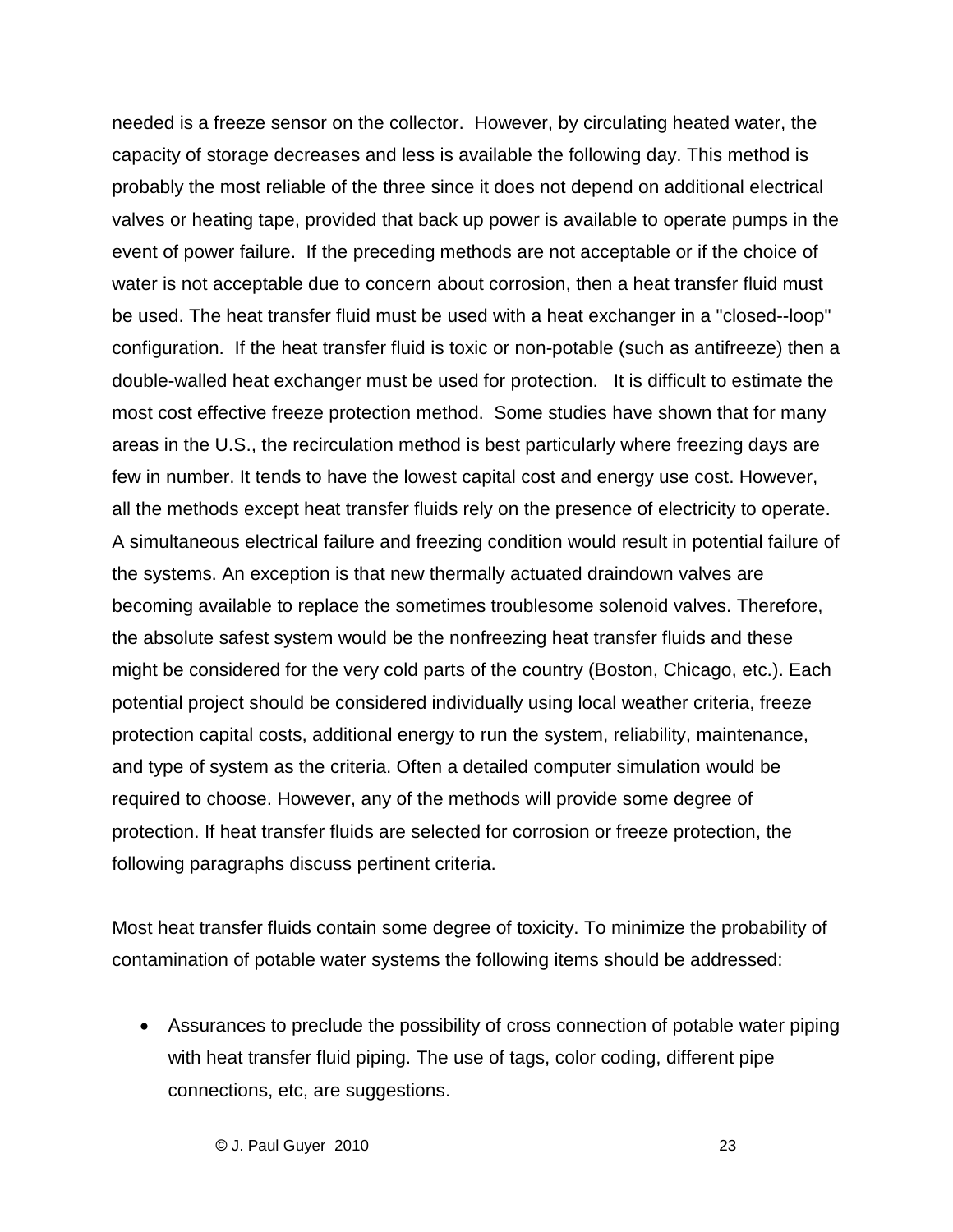needed is a freeze sensor on the collector. However, by circulating heated water, the capacity of storage decreases and less is available the following day. This method is probably the most reliable of the three since it does not depend on additional electrical valves or heating tape, provided that back up power is available to operate pumps in the event of power failure. If the preceding methods are not acceptable or if the choice of water is not acceptable due to concern about corrosion, then a heat transfer fluid must be used. The heat transfer fluid must be used with a heat exchanger in a "closed--loop" configuration. If the heat transfer fluid is toxic or non-potable (such as antifreeze) then a double-walled heat exchanger must be used for protection. It is difficult to estimate the most cost effective freeze protection method. Some studies have shown that for many areas in the U.S., the recirculation method is best particularly where freezing days are few in number. It tends to have the lowest capital cost and energy use cost. However, all the methods except heat transfer fluids rely on the presence of electricity to operate. A simultaneous electrical failure and freezing condition would result in potential failure of the systems. An exception is that new thermally actuated draindown valves are becoming available to replace the sometimes troublesome solenoid valves. Therefore, the absolute safest system would be the nonfreezing heat transfer fluids and these might be considered for the very cold parts of the country (Boston, Chicago, etc.). Each potential project should be considered individually using local weather criteria, freeze protection capital costs, additional energy to run the system, reliability, maintenance, and type of system as the criteria. Often a detailed computer simulation would be required to choose. However, any of the methods will provide some degree of protection. If heat transfer fluids are selected for corrosion or freeze protection, the following paragraphs discuss pertinent criteria.

Most heat transfer fluids contain some degree of toxicity. To minimize the probability of contamination of potable water systems the following items should be addressed:

- Assurances to preclude the possibility of cross connection of potable water piping with heat transfer fluid piping. The use of tags, color coding, different pipe connections, etc, are suggestions.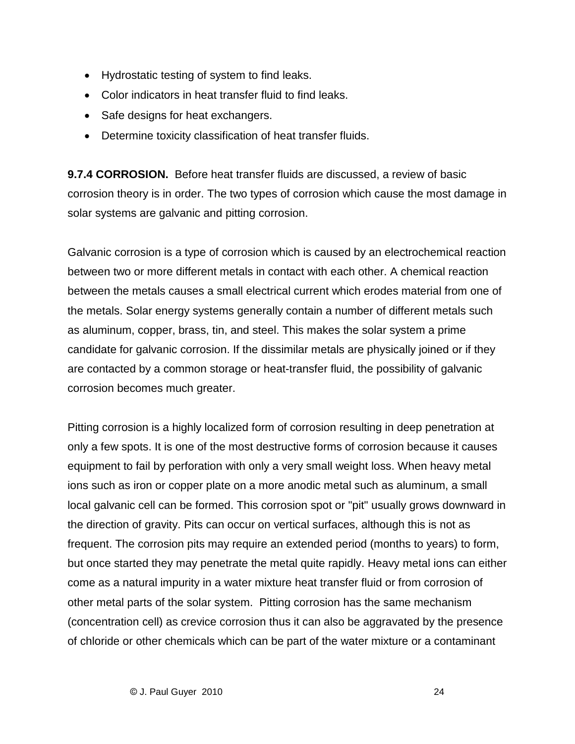- Hydrostatic testing of system to find leaks.
- Color indicators in heat transfer fluid to find leaks.
- Safe designs for heat exchangers.
- Determine toxicity classification of heat transfer fluids.

**9.7.4 CORROSION.** Before heat transfer fluids are discussed, a review of basic corrosion theory is in order. The two types of corrosion which cause the most damage in solar systems are galvanic and pitting corrosion.

Galvanic corrosion is a type of corrosion which is caused by an electrochemical reaction between two or more different metals in contact with each other. A chemical reaction between the metals causes a small electrical current which erodes material from one of the metals. Solar energy systems generally contain a number of different metals such as aluminum, copper, brass, tin, and steel. This makes the solar system a prime candidate for galvanic corrosion. If the dissimilar metals are physically joined or if they are contacted by a common storage or heat-transfer fluid, the possibility of galvanic corrosion becomes much greater.

Pitting corrosion is a highly localized form of corrosion resulting in deep penetration at only a few spots. It is one of the most destructive forms of corrosion because it causes equipment to fail by perforation with only a very small weight loss. When heavy metal ions such as iron or copper plate on a more anodic metal such as aluminum, a small local galvanic cell can be formed. This corrosion spot or "pit" usually grows downward in the direction of gravity. Pits can occur on vertical surfaces, although this is not as frequent. The corrosion pits may require an extended period (months to years) to form, but once started they may penetrate the metal quite rapidly. Heavy metal ions can either come as a natural impurity in a water mixture heat transfer fluid or from corrosion of other metal parts of the solar system. Pitting corrosion has the same mechanism (concentration cell) as crevice corrosion thus it can also be aggravated by the presence of chloride or other chemicals which can be part of the water mixture or a contaminant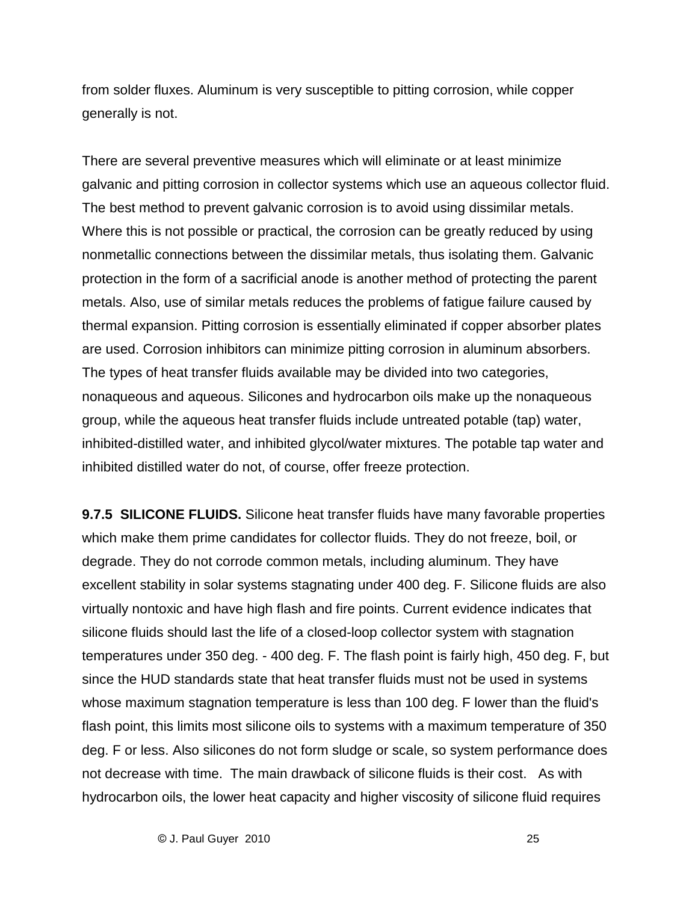from solder fluxes. Aluminum is very susceptible to pitting corrosion, while copper generally is not.

There are several preventive measures which will eliminate or at least minimize galvanic and pitting corrosion in collector systems which use an aqueous collector fluid. The best method to prevent galvanic corrosion is to avoid using dissimilar metals. Where this is not possible or practical, the corrosion can be greatly reduced by using nonmetallic connections between the dissimilar metals, thus isolating them. Galvanic protection in the form of a sacrificial anode is another method of protecting the parent metals. Also, use of similar metals reduces the problems of fatigue failure caused by thermal expansion. Pitting corrosion is essentially eliminated if copper absorber plates are used. Corrosion inhibitors can minimize pitting corrosion in aluminum absorbers. The types of heat transfer fluids available may be divided into two categories, nonaqueous and aqueous. Silicones and hydrocarbon oils make up the nonaqueous group, while the aqueous heat transfer fluids include untreated potable (tap) water, inhibited-distilled water, and inhibited glycol/water mixtures. The potable tap water and inhibited distilled water do not, of course, offer freeze protection.

**9.7.5 SILICONE FLUIDS.** Silicone heat transfer fluids have many favorable properties which make them prime candidates for collector fluids. They do not freeze, boil, or degrade. They do not corrode common metals, including aluminum. They have excellent stability in solar systems stagnating under 400 deg. F. Silicone fluids are also virtually nontoxic and have high flash and fire points. Current evidence indicates that silicone fluids should last the life of a closed-loop collector system with stagnation temperatures under 350 deg. - 400 deg. F. The flash point is fairly high, 450 deg. F, but since the HUD standards state that heat transfer fluids must not be used in systems whose maximum stagnation temperature is less than 100 deg. F lower than the fluid's flash point, this limits most silicone oils to systems with a maximum temperature of 350 deg. F or less. Also silicones do not form sludge or scale, so system performance does not decrease with time. The main drawback of silicone fluids is their cost. As with hydrocarbon oils, the lower heat capacity and higher viscosity of silicone fluid requires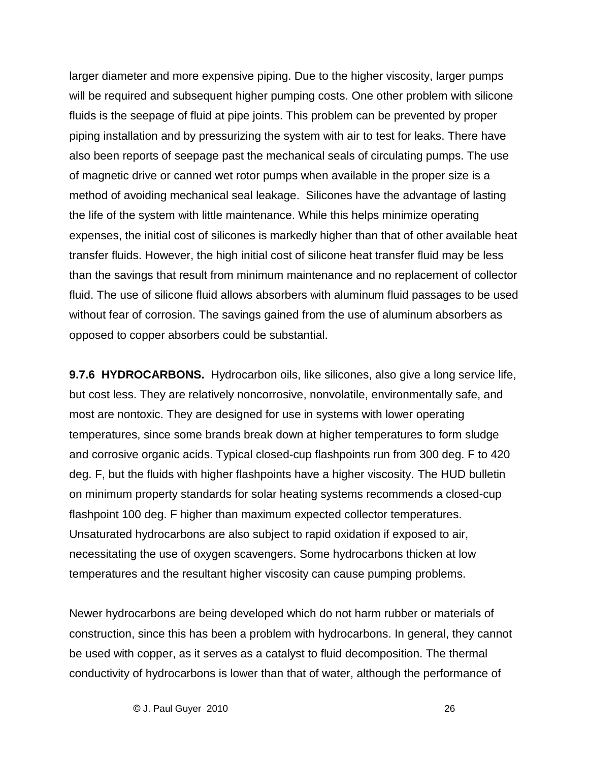larger diameter and more expensive piping. Due to the higher viscosity, larger pumps will be required and subsequent higher pumping costs. One other problem with silicone fluids is the seepage of fluid at pipe joints. This problem can be prevented by proper piping installation and by pressurizing the system with air to test for leaks. There have also been reports of seepage past the mechanical seals of circulating pumps. The use of magnetic drive or canned wet rotor pumps when available in the proper size is a method of avoiding mechanical seal leakage. Silicones have the advantage of lasting the life of the system with little maintenance. While this helps minimize operating expenses, the initial cost of silicones is markedly higher than that of other available heat transfer fluids. However, the high initial cost of silicone heat transfer fluid may be less than the savings that result from minimum maintenance and no replacement of collector fluid. The use of silicone fluid allows absorbers with aluminum fluid passages to be used without fear of corrosion. The savings gained from the use of aluminum absorbers as opposed to copper absorbers could be substantial.

**9.7.6 HYDROCARBONS.** Hydrocarbon oils, like silicones, also give a long service life, but cost less. They are relatively noncorrosive, nonvolatile, environmentally safe, and most are nontoxic. They are designed for use in systems with lower operating temperatures, since some brands break down at higher temperatures to form sludge and corrosive organic acids. Typical closed-cup flashpoints run from 300 deg. F to 420 deg. F, but the fluids with higher flashpoints have a higher viscosity. The HUD bulletin on minimum property standards for solar heating systems recommends a closed-cup flashpoint 100 deg. F higher than maximum expected collector temperatures. Unsaturated hydrocarbons are also subject to rapid oxidation if exposed to air, necessitating the use of oxygen scavengers. Some hydrocarbons thicken at low temperatures and the resultant higher viscosity can cause pumping problems.

Newer hydrocarbons are being developed which do not harm rubber or materials of construction, since this has been a problem with hydrocarbons. In general, they cannot be used with copper, as it serves as a catalyst to fluid decomposition. The thermal conductivity of hydrocarbons is lower than that of water, although the performance of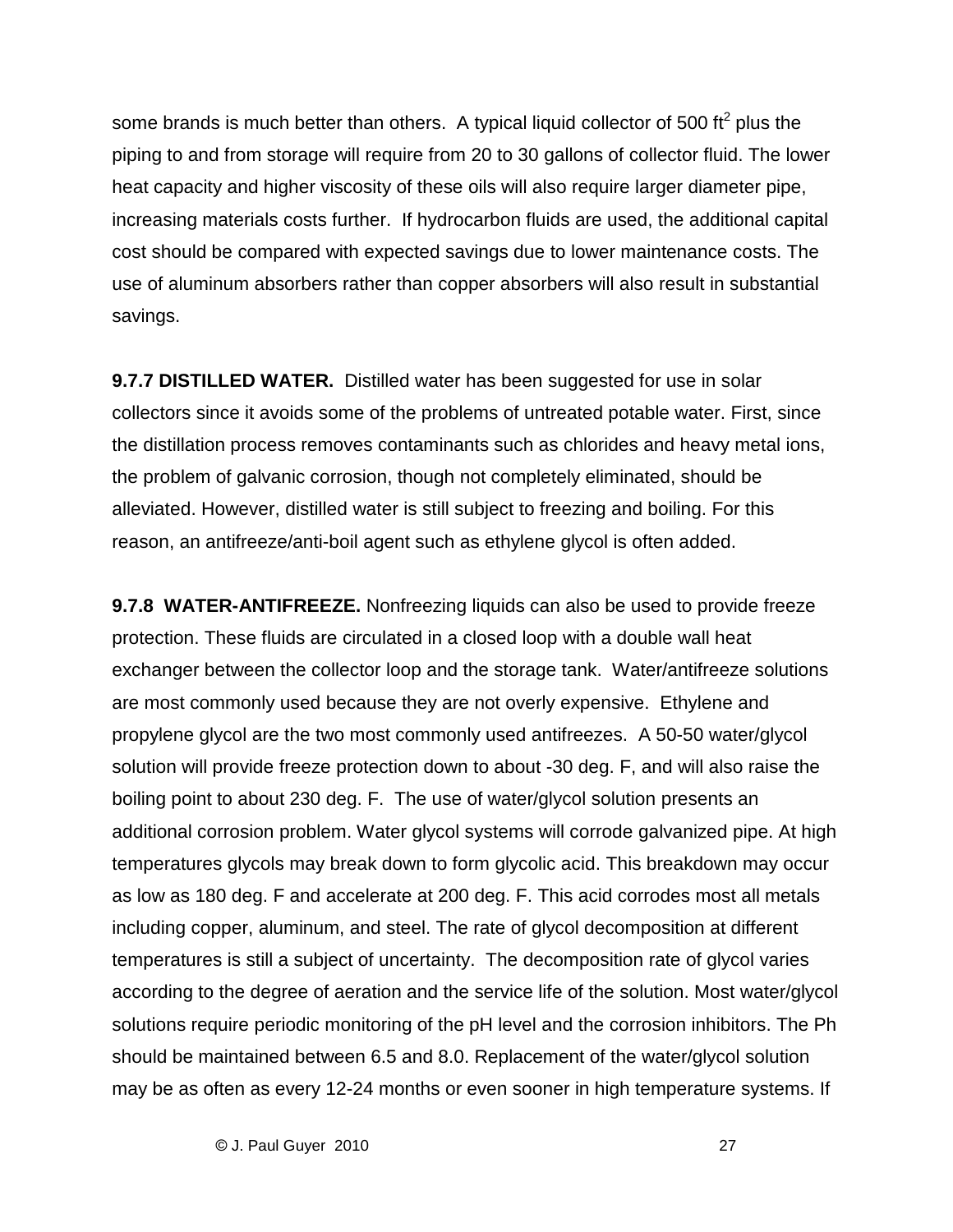some brands is much better than others. A typical liquid collector of 500 $ft^2$ plus the piping to and from storage will require from 20 to 30 gallons of collector fluid. The lower heat capacity and higher viscosity of these oils will also require larger diameter pipe, increasing materials costs further. If hydrocarbon fluids are used, the additional capital cost should be compared with expected savings due to lower maintenance costs. The use of aluminum absorbers rather than copper absorbers will also result in substantial savings.

**9.7.7 DISTILLED WATER.** Distilled water has been suggested for use in solar collectors since it avoids some of the problems of untreated potable water. First, since the distillation process removes contaminants such as chlorides and heavy metal ions, the problem of galvanic corrosion, though not completely eliminated, should be alleviated. However, distilled water is still subject to freezing and boiling. For this reason, an antifreeze/anti-boil agent such as ethylene glycol is often added.

**9.7.8 WATER-ANTIFREEZE.** Nonfreezing liquids can also be used to provide freeze protection. These fluids are circulated in a closed loop with a double wall heat exchanger between the collector loop and the storage tank. Water/antifreeze solutions are most commonly used because they are not overly expensive. Ethylene and propylene glycol are the two most commonly used antifreezes. A 50-50 water/glycol solution will provide freeze protection down to about -30 deg. F, and will also raise the boiling point to about 230 deg. F. The use of water/glycol solution presents an additional corrosion problem. Water glycol systems will corrode galvanized pipe. At high temperatures glycols may break down to form glycolic acid. This breakdown may occur as low as 180 deg. F and accelerate at 200 deg. F. This acid corrodes most all metals including copper, aluminum, and steel. The rate of glycol decomposition at different temperatures is still a subject of uncertainty. The decomposition rate of glycol varies according to the degree of aeration and the service life of the solution. Most water/glycol solutions require periodic monitoring of the pH level and the corrosion inhibitors. The Ph should be maintained between 6.5 and 8.0. Replacement of the water/glycol solution may be as often as every 12-24 months or even sooner in high temperature systems. If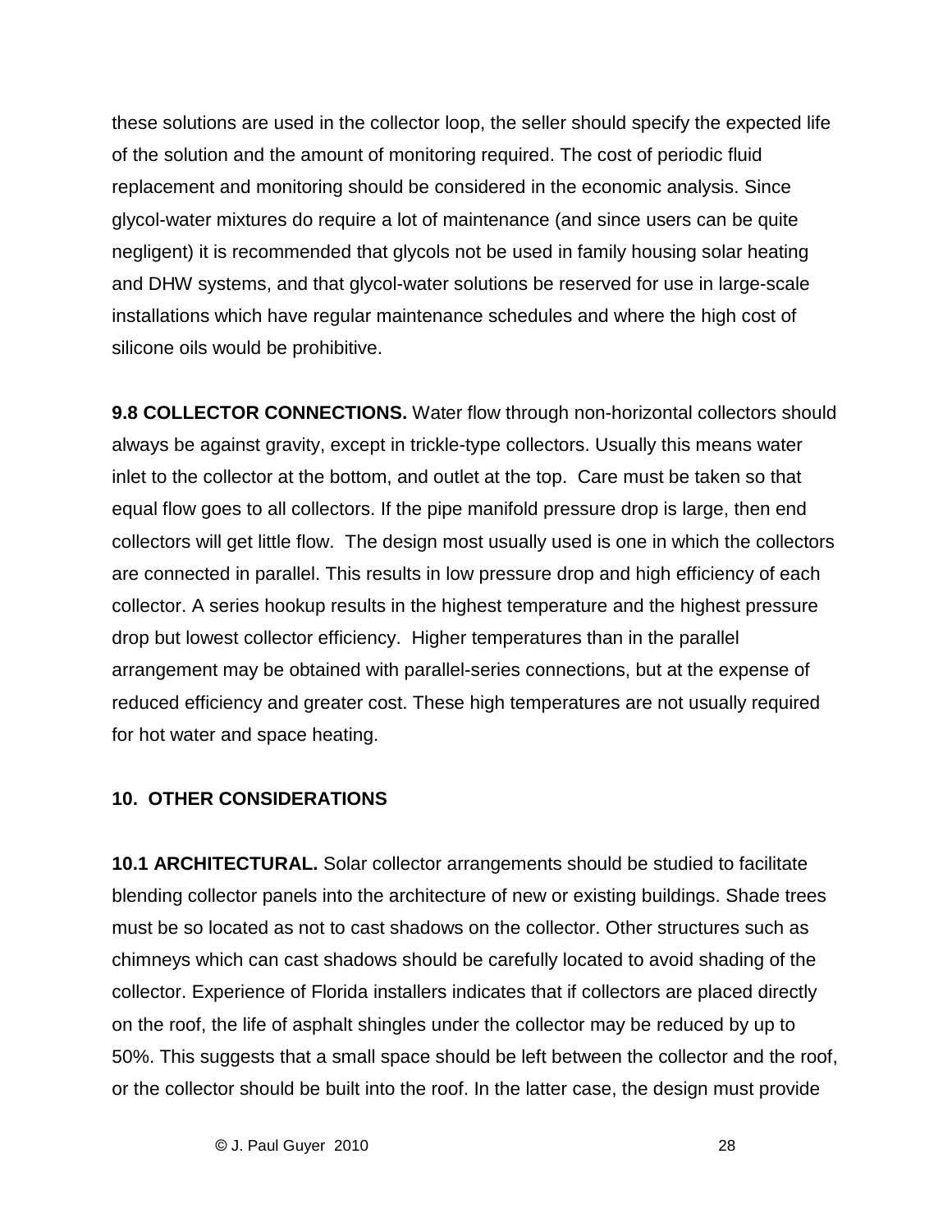these solutions are used in the collector loop, the seller should specify the expected life of the solution and the amount of monitoring required. The cost of periodic fluid replacement and monitoring should be considered in the economic analysis. Since glycol-water mixtures do require a lot of maintenance (and since users can be quite negligent) it is recommended that glycols not be used in family housing solar heating and DHW systems, and that glycol-water solutions be reserved for use in large-scale installations which have regular maintenance schedules and where the high cost of silicone oils would be prohibitive.

**9.8 COLLECTOR CONNECTIONS.** Water flow through non-horizontal collectors should always be against gravity, except in trickle-type collectors. Usually this means water inlet to the collector at the bottom, and outlet at the top. Care must be taken so that equal flow goes to all collectors. If the pipe manifold pressure drop is large, then end collectors will get little flow. The design most usually used is one in which the collectors are connected in parallel. This results in low pressure drop and high efficiency of each collector. A series hookup results in the highest temperature and the highest pressure drop but lowest collector efficiency. Higher temperatures than in the parallel arrangement may be obtained with parallel-series connections, but at the expense of reduced efficiency and greater cost. These high temperatures are not usually required for hot water and space heating.

## 10. OTHER CONSIDERATIONS

**10.1 ARCHITECTURAL.** Solar collector arrangements should be studied to facilitate blending collector panels into the architecture of new or existing buildings. Shade trees must be so located as not to cast shadows on the collector. Other structures such as chimneys which can cast shadows should be carefully located to avoid shading of the collector. Experience of Florida installers indicates that if collectors are placed directly on the roof, the life of asphalt shingles under the collector may be reduced by up to 50%. This suggests that a small space should be left between the collector and the roof, or the collector should be built into the roof. In the latter case, the design must provide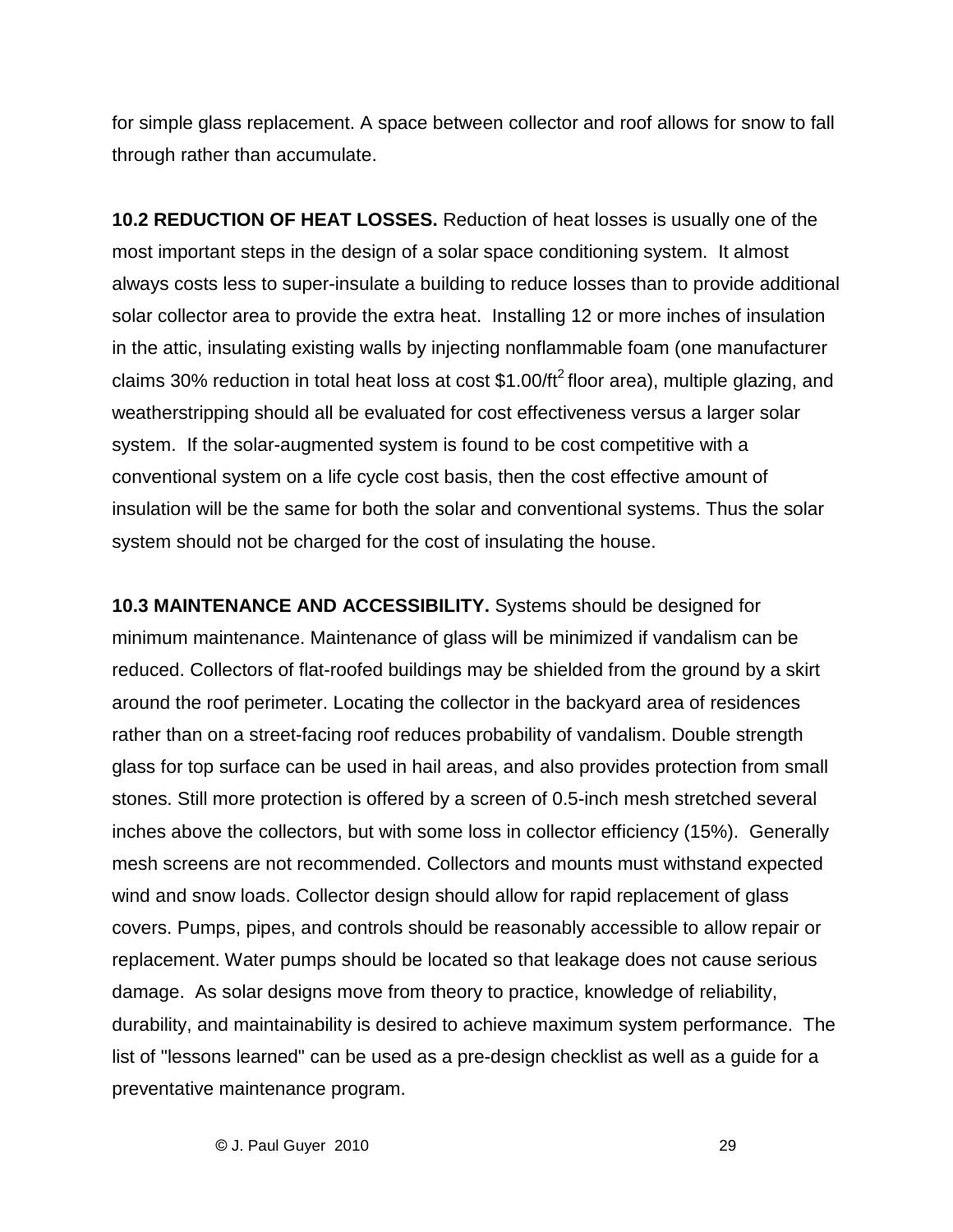for simple glass replacement. A space between collector and roof allows for snow to fall through rather than accumulate.

**10.2 REDUCTION OF HEAT LOSSES.** Reduction of heat losses is usually one of the most important steps in the design of a solar space conditioning system. It almost always costs less to super-insulate a building to reduce losses than to provide additional solar collector area to provide the extra heat. Installing 12 or more inches of insulation in the attic, insulating existing walls by injecting nonflammable foam (one manufacturer claims 30% reduction in total heat loss at cost \$1.00/ft$^2$ floor area), multiple glazing, and weatherstripping should all be evaluated for cost effectiveness versus a larger solar system. If the solar-augmented system is found to be cost competitive with a conventional system on a life cycle cost basis, then the cost effective amount of insulation will be the same for both the solar and conventional systems. Thus the solar system should not be charged for the cost of insulating the house.

**10.3 MAINTENANCE AND ACCESSIBILITY.** Systems should be designed for minimum maintenance. Maintenance of glass will be minimized if vandalism can be reduced. Collectors of flat-roofed buildings may be shielded from the ground by a skirt around the roof perimeter. Locating the collector in the backyard area of residences rather than on a street-facing roof reduces probability of vandalism. Double strength glass for top surface can be used in hail areas, and also provides protection from small stones. Still more protection is offered by a screen of 0.5-inch mesh stretched several inches above the collectors, but with some loss in collector efficiency (15%). Generally mesh screens are not recommended. Collectors and mounts must withstand expected wind and snow loads. Collector design should allow for rapid replacement of glass covers. Pumps, pipes, and controls should be reasonably accessible to allow repair or replacement. Water pumps should be located so that leakage does not cause serious damage. As solar designs move from theory to practice, knowledge of reliability, durability, and maintainability is desired to achieve maximum system performance. The list of "lessons learned" can be used as a pre-design checklist as well as a guide for a preventative maintenance program.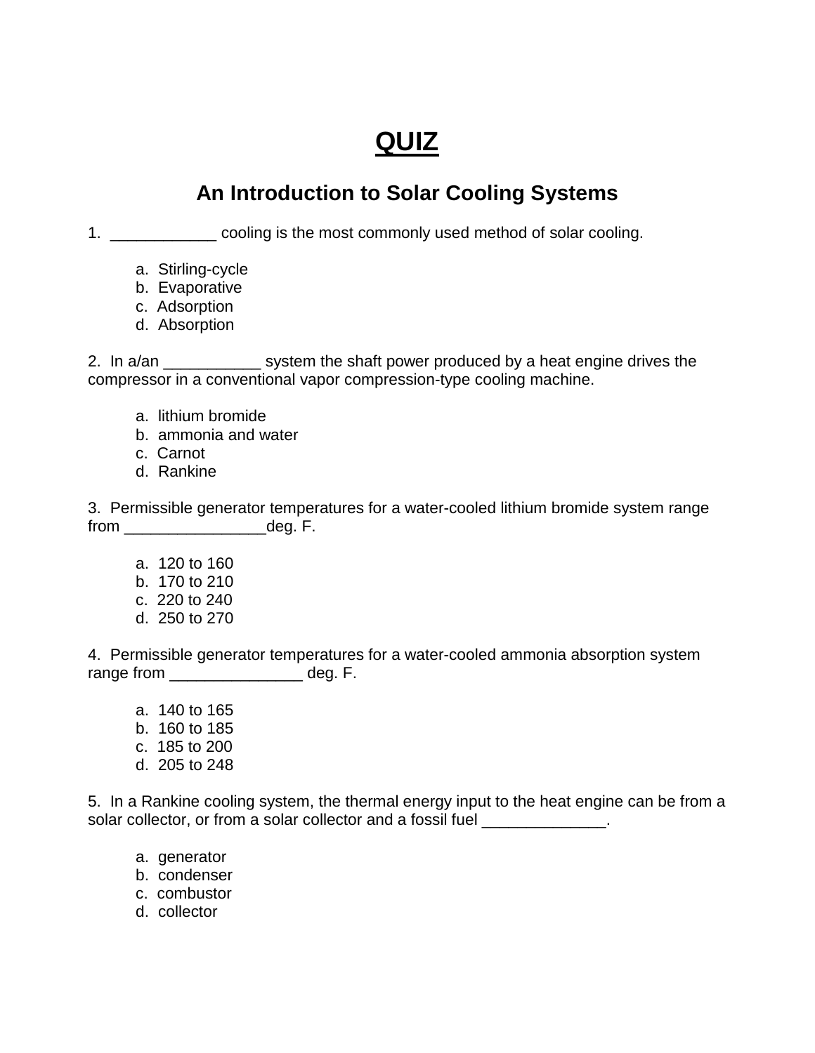# QUIZ

## An Introduction to Solar Cooling Systems

1. ____________ cooling is the most commonly used method of solar cooling.

   a. Stirling-cycle
   b. Evaporative
   c. Adsorption
   d. Absorption

2. In a/an ___________ system the shaft power produced by a heat engine drives the compressor in a conventional vapor compression-type cooling machine.

   a. lithium bromide
   b. ammonia and water
   c. Carnot
   d. Rankine

3. Permissible generator temperatures for a water-cooled lithium bromide system range from ________________deg. F.

   a. 120 to 160
   b. 170 to 210
   c. 220 to 240
   d. 250 to 270

4. Permissible generator temperatures for a water-cooled ammonia absorption system range from _______________ deg. F.

   a. 140 to 165
   b. 160 to 185
   c. 185 to 200
   d. 205 to 248

5. In a Rankine cooling system, the thermal energy input to the heat engine can be from a solar collector, or from a solar collector and a fossil fuel ______________.

   a. generator
   b. condenser
   c. combustor
   d. collector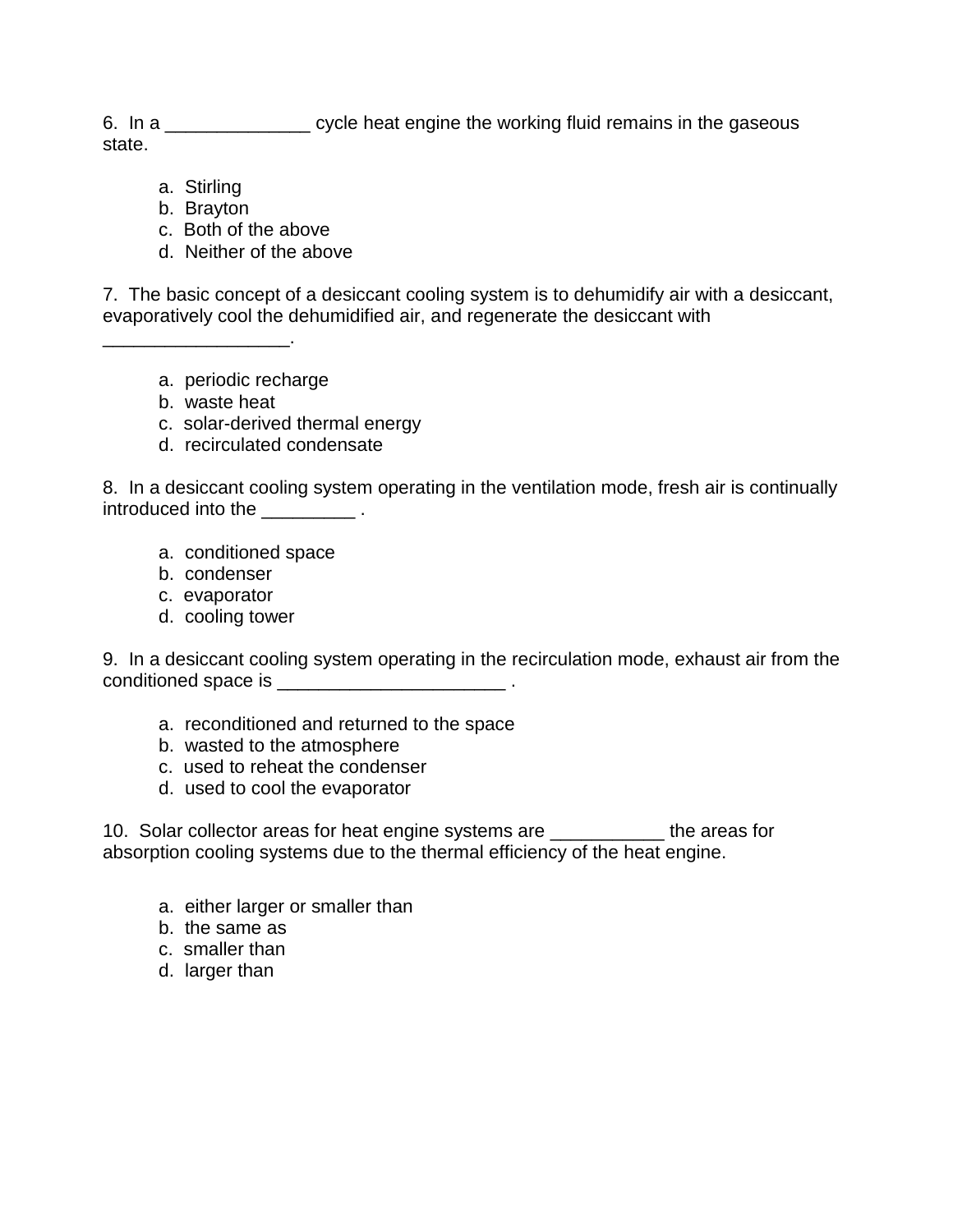6. In a ______________ cycle heat engine the working fluid remains in the gaseous state.

   a. Stirling
   b. Brayton
   c. Both of the above
   d. Neither of the above

7. The basic concept of a desiccant cooling system is to dehumidify air with a desiccant, evaporatively cool the dehumidified air, and regenerate the desiccant with __________________.

   a. periodic recharge
   b. waste heat
   c. solar-derived thermal energy
   d. recirculated condensate

8. In a desiccant cooling system operating in the ventilation mode, fresh air is continually introduced into the _________ .

   a. conditioned space
   b. condenser
   c. evaporator
   d. cooling tower

9. In a desiccant cooling system operating in the recirculation mode, exhaust air from the conditioned space is ______________________ .

   a. reconditioned and returned to the space
   b. wasted to the atmosphere
   c. used to reheat the condenser
   d. used to cool the evaporator

10. Solar collector areas for heat engine systems are ___________ the areas for absorption cooling systems due to the thermal efficiency of the heat engine.

   a. either larger or smaller than
   b. the same as
   c. smaller than
   d. larger than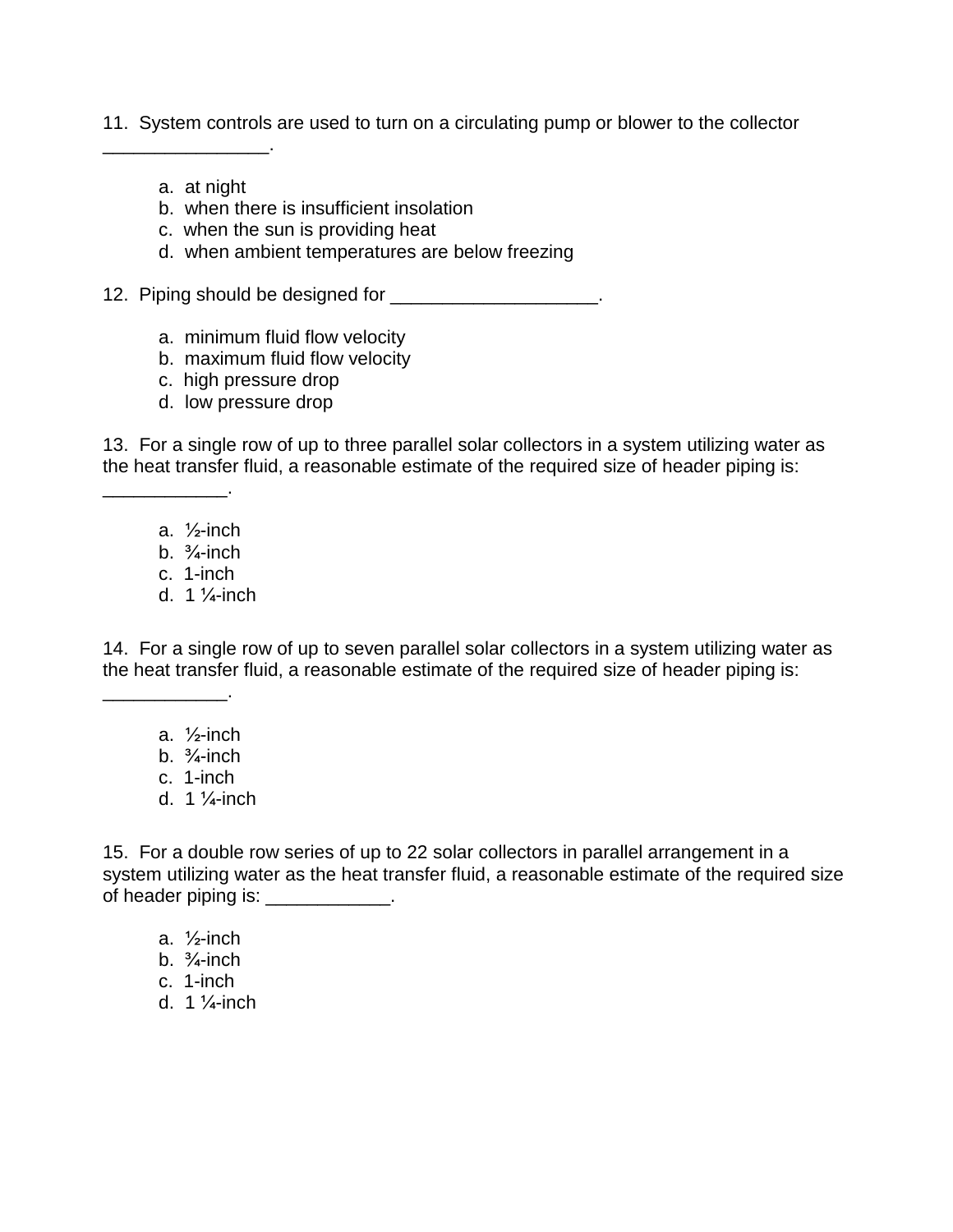11. System controls are used to turn on a circulating pump or blower to the collector ________________.

a. at night
b. when there is insufficient insolation
c. when the sun is providing heat
d. when ambient temperatures are below freezing

12. Piping should be designed for ____________________.

a. minimum fluid flow velocity
b. maximum fluid flow velocity
c. high pressure drop
d. low pressure drop

13. For a single row of up to three parallel solar collectors in a system utilizing water as the heat transfer fluid, a reasonable estimate of the required size of header piping is: ____________.

a. ½-inch
b. ¾-inch
c. 1-inch
d. 1 ¼-inch

14. For a single row of up to seven parallel solar collectors in a system utilizing water as the heat transfer fluid, a reasonable estimate of the required size of header piping is: ____________.

a. ½-inch
b. ¾-inch
c. 1-inch
d. 1 ¼-inch

15. For a double row series of up to 22 solar collectors in parallel arrangement in a system utilizing water as the heat transfer fluid, a reasonable estimate of the required size of header piping is: ____________.

a. ½-inch
b. ¾-inch
c. 1-inch
d. 1 ¼-inch